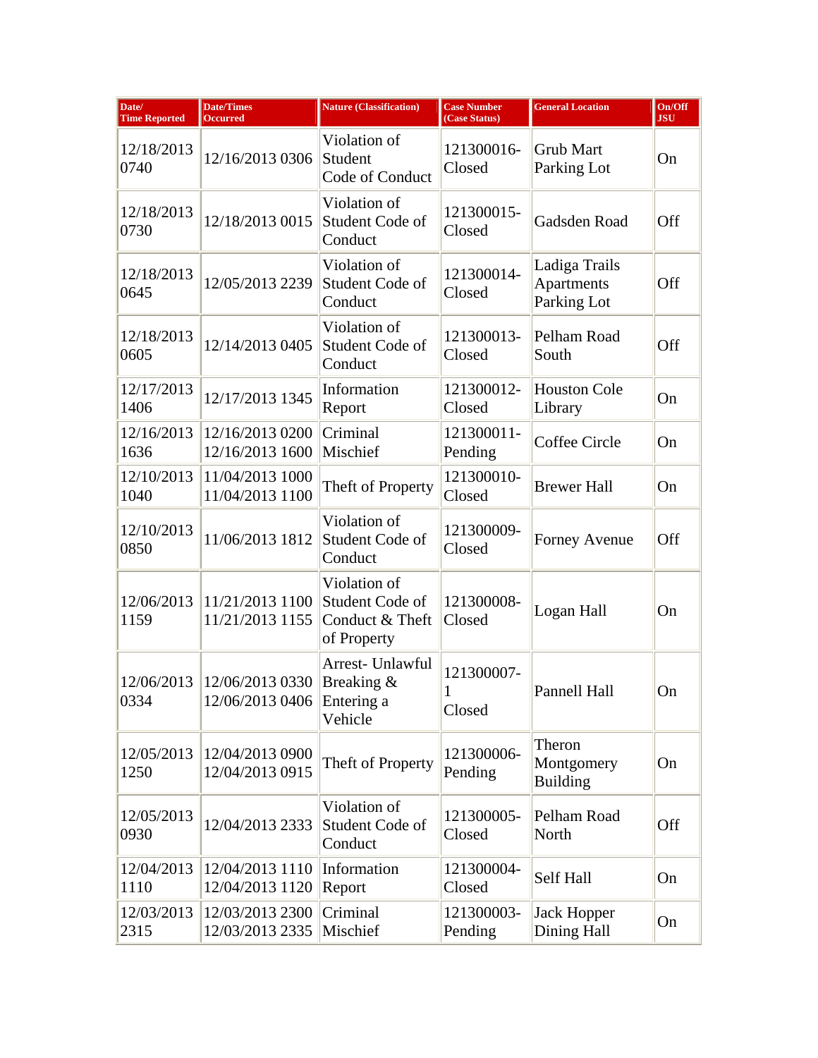| Date/ Time Reported | Date/Times Occurred | Nature (Classification) | Case Number (Case Status) | General Location | On/Off JSU |
|---|---|---|---|---|---|
| 12/18/2013 0740 | 12/16/2013 0306 | Violation of Student Code of Conduct | 121300016- Closed | Grub Mart Parking Lot | On |
| 12/18/2013 0730 | 12/18/2013 0015 | Violation of Student Code of Conduct | 121300015- Closed | Gadsden Road | Off |
| 12/18/2013 0645 | 12/05/2013 2239 | Violation of Student Code of Conduct | 121300014- Closed | Ladiga Trails Apartments Parking Lot | Off |
| 12/18/2013 0605 | 12/14/2013 0405 | Violation of Student Code of Conduct | 121300013- Closed | Pelham Road South | Off |
| 12/17/2013 1406 | 12/17/2013 1345 | Information Report | 121300012- Closed | Houston Cole Library | On |
| 12/16/2013 1636 | 12/16/2013 0200 12/16/2013 1600 | Criminal Mischief | 121300011- Pending | Coffee Circle | On |
| 12/10/2013 1040 | 11/04/2013 1000 11/04/2013 1100 | Theft of Property | 121300010- Closed | Brewer Hall | On |
| 12/10/2013 0850 | 11/06/2013 1812 | Violation of Student Code of Conduct | 121300009- Closed | Forney Avenue | Off |
| 12/06/2013 1159 | 11/21/2013 1100 11/21/2013 1155 | Violation of Student Code of Conduct & Theft of Property | 121300008- Closed | Logan Hall | On |
| 12/06/2013 0334 | 12/06/2013 0330 12/06/2013 0406 | Arrest- Unlawful Breaking & Entering a Vehicle | 121300007-1 Closed | Pannell Hall | On |
| 12/05/2013 1250 | 12/04/2013 0900 12/04/2013 0915 | Theft of Property | 121300006- Pending | Theron Montgomery Building | On |
| 12/05/2013 0930 | 12/04/2013 2333 | Violation of Student Code of Conduct | 121300005- Closed | Pelham Road North | Off |
| 12/04/2013 1110 | 12/04/2013 1110 12/04/2013 1120 | Information Report | 121300004- Closed | Self Hall | On |
| 12/03/2013 2315 | 12/03/2013 2300 12/03/2013 2335 | Criminal Mischief | 121300003- Pending | Jack Hopper Dining Hall | On |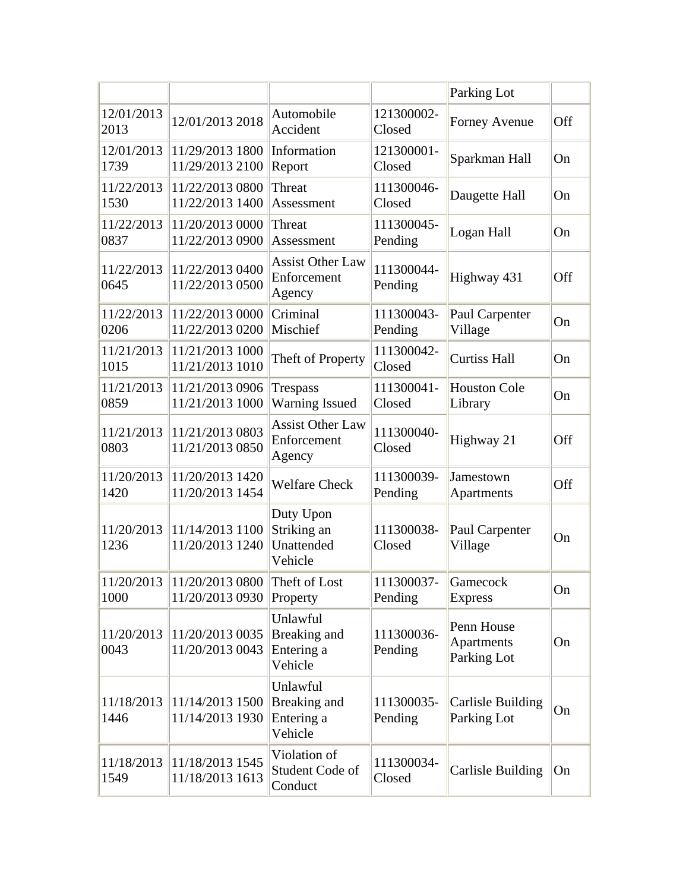| | | | | | |
|---|---|---|---|---|---|
| | | | | Parking Lot | |
| 12/01/2013 2013 | 12/01/2013 2018 | Automobile Accident | 121300002-Closed | Forney Avenue | Off |
| 12/01/2013 1739 | 11/29/2013 1800 11/29/2013 2100 | Information Report | 121300001-Closed | Sparkman Hall | On |
| 11/22/2013 1530 | 11/22/2013 0800 11/22/2013 1400 | Threat Assessment | 111300046-Closed | Daugette Hall | On |
| 11/22/2013 0837 | 11/20/2013 0000 11/22/2013 0900 | Threat Assessment | 111300045-Pending | Logan Hall | On |
| 11/22/2013 0645 | 11/22/2013 0400 11/22/2013 0500 | Assist Other Law Enforcement Agency | 111300044-Pending | Highway 431 | Off |
| 11/22/2013 0206 | 11/22/2013 0000 11/22/2013 0200 | Criminal Mischief | 111300043-Pending | Paul Carpenter Village | On |
| 11/21/2013 1015 | 11/21/2013 1000 11/21/2013 1010 | Theft of Property | 111300042-Closed | Curtiss Hall | On |
| 11/21/2013 0859 | 11/21/2013 0906 11/21/2013 1000 | Trespass Warning Issued | 111300041-Closed | Houston Cole Library | On |
| 11/21/2013 0803 | 11/21/2013 0803 11/21/2013 0850 | Assist Other Law Enforcement Agency | 111300040-Closed | Highway 21 | Off |
| 11/20/2013 1420 | 11/20/2013 1420 11/20/2013 1454 | Welfare Check | 111300039-Pending | Jamestown Apartments | Off |
| 11/20/2013 1236 | 11/14/2013 1100 11/20/2013 1240 | Duty Upon Striking an Unattended Vehicle | 111300038-Closed | Paul Carpenter Village | On |
| 11/20/2013 1000 | 11/20/2013 0800 11/20/2013 0930 | Theft of Lost Property | 111300037-Pending | Gamecock Express | On |
| 11/20/2013 0043 | 11/20/2013 0035 11/20/2013 0043 | Unlawful Breaking and Entering a Vehicle | 111300036-Pending | Penn House Apartments Parking Lot | On |
| 11/18/2013 1446 | 11/14/2013 1500 11/14/2013 1930 | Unlawful Breaking and Entering a Vehicle | 111300035-Pending | Carlisle Building Parking Lot | On |
| 11/18/2013 1549 | 11/18/2013 1545 11/18/2013 1613 | Violation of Student Code of Conduct | 111300034-Closed | Carlisle Building | On |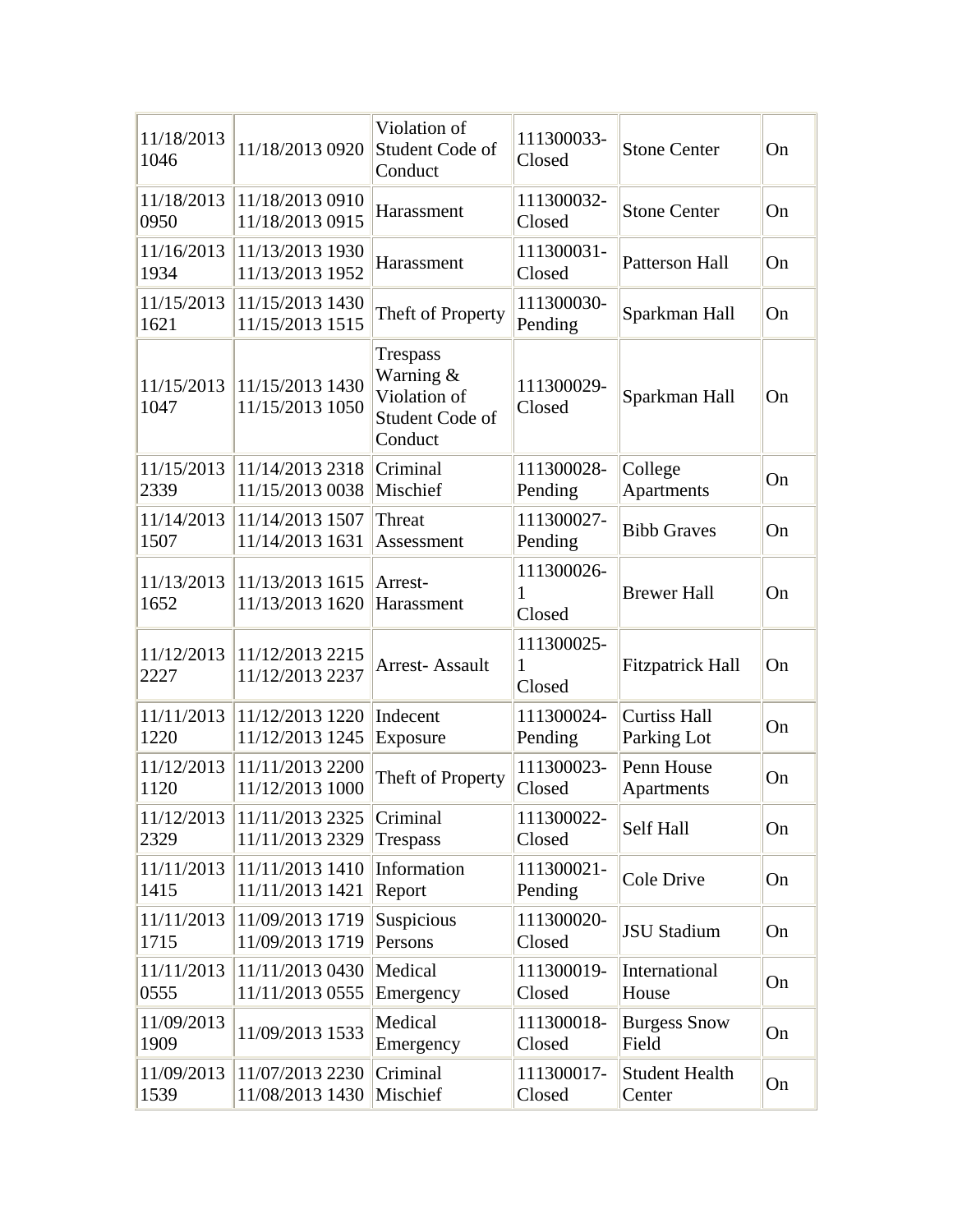| | | | | | |
|---|---|---|---|---|---|
| 11/18/2013 1046 | 11/18/2013 0920 | Violation of Student Code of Conduct | 111300033-Closed | Stone Center | On |
| 11/18/2013 0950 | 11/18/2013 0910 11/18/2013 0915 | Harassment | 111300032-Closed | Stone Center | On |
| 11/16/2013 1934 | 11/13/2013 1930 11/13/2013 1952 | Harassment | 111300031-Closed | Patterson Hall | On |
| 11/15/2013 1621 | 11/15/2013 1430 11/15/2013 1515 | Theft of Property | 111300030-Pending | Sparkman Hall | On |
| 11/15/2013 1047 | 11/15/2013 1430 11/15/2013 1050 | Trespass Warning & Violation of Student Code of Conduct | 111300029-Closed | Sparkman Hall | On |
| 11/15/2013 2339 | 11/14/2013 2318 11/15/2013 0038 | Criminal Mischief | 111300028-Pending | College Apartments | On |
| 11/14/2013 1507 | 11/14/2013 1507 11/14/2013 1631 | Threat Assessment | 111300027-Pending | Bibb Graves | On |
| 11/13/2013 1652 | 11/13/2013 1615 11/13/2013 1620 | Arrest-Harassment | 111300026-1 Closed | Brewer Hall | On |
| 11/12/2013 2227 | 11/12/2013 2215 11/12/2013 2237 | Arrest- Assault | 111300025-1 Closed | Fitzpatrick Hall | On |
| 11/11/2013 1220 | 11/12/2013 1220 11/12/2013 1245 | Indecent Exposure | 111300024-Pending | Curtiss Hall Parking Lot | On |
| 11/12/2013 1120 | 11/11/2013 2200 11/12/2013 1000 | Theft of Property | 111300023-Closed | Penn House Apartments | On |
| 11/12/2013 2329 | 11/11/2013 2325 11/11/2013 2329 | Criminal Trespass | 111300022-Closed | Self Hall | On |
| 11/11/2013 1415 | 11/11/2013 1410 11/11/2013 1421 | Information Report | 111300021-Pending | Cole Drive | On |
| 11/11/2013 1715 | 11/09/2013 1719 11/09/2013 1719 | Suspicious Persons | 111300020-Closed | JSU Stadium | On |
| 11/11/2013 0555 | 11/11/2013 0430 11/11/2013 0555 | Medical Emergency | 111300019-Closed | International House | On |
| 11/09/2013 1909 | 11/09/2013 1533 | Medical Emergency | 111300018-Closed | Burgess Snow Field | On |
| 11/09/2013 1539 | 11/07/2013 2230 11/08/2013 1430 | Criminal Mischief | 111300017-Closed | Student Health Center | On |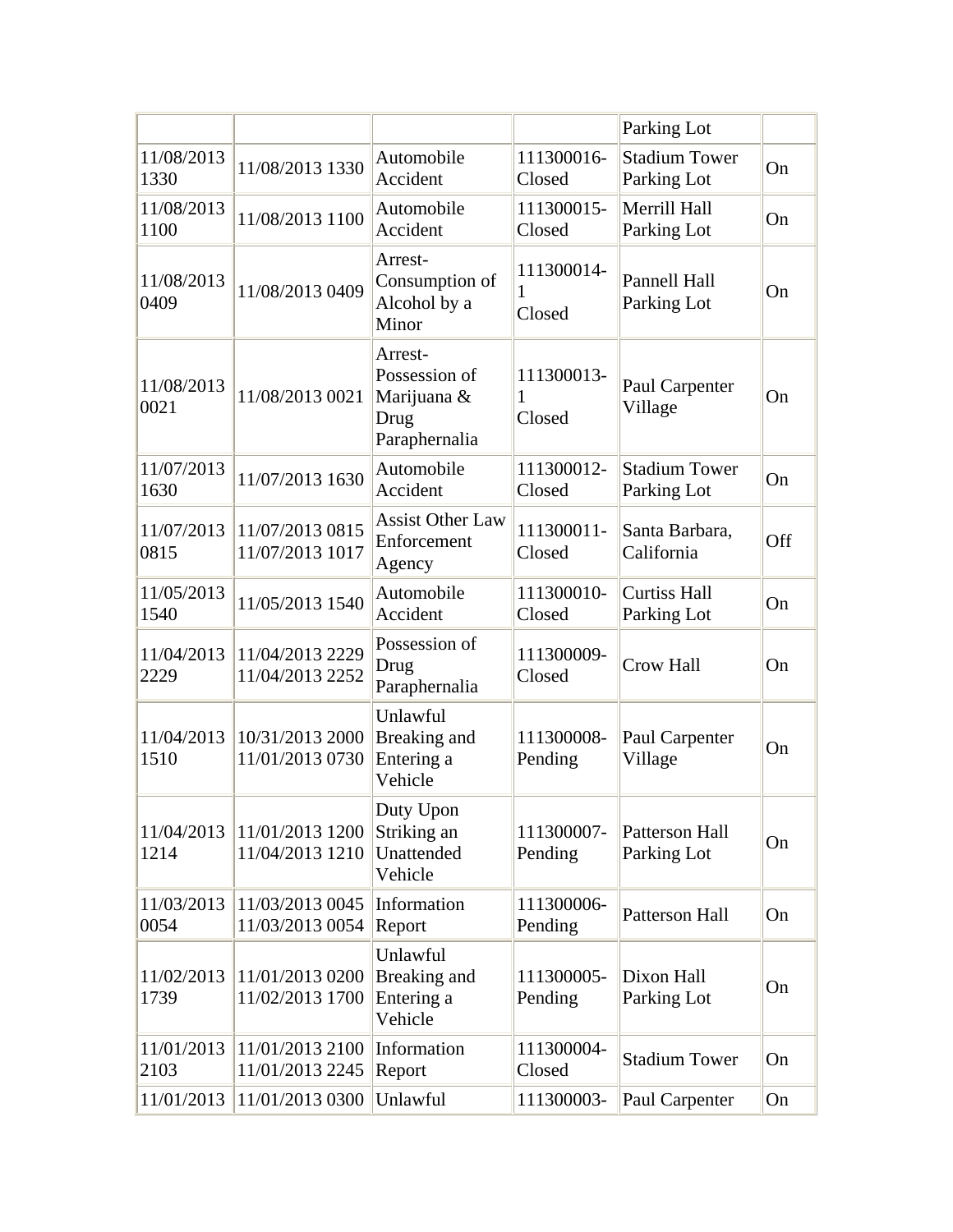| | | | | Parking Lot | |
|---|---|---|---|---|---|
| 11/08/2013 1330 | 11/08/2013 1330 | Automobile Accident | 111300016-Closed | Stadium Tower Parking Lot | On |
| 11/08/2013 1100 | 11/08/2013 1100 | Automobile Accident | 111300015-Closed | Merrill Hall Parking Lot | On |
| 11/08/2013 0409 | 11/08/2013 0409 | Arrest-Consumption of Alcohol by a Minor | 111300014-1 Closed | Pannell Hall Parking Lot | On |
| 11/08/2013 0021 | 11/08/2013 0021 | Arrest-Possession of Marijuana & Drug Paraphernalia | 111300013-1 Closed | Paul Carpenter Village | On |
| 11/07/2013 1630 | 11/07/2013 1630 | Automobile Accident | 111300012-Closed | Stadium Tower Parking Lot | On |
| 11/07/2013 0815 | 11/07/2013 0815 11/07/2013 1017 | Assist Other Law Enforcement Agency | 111300011-Closed | Santa Barbara, California | Off |
| 11/05/2013 1540 | 11/05/2013 1540 | Automobile Accident | 111300010-Closed | Curtiss Hall Parking Lot | On |
| 11/04/2013 2229 | 11/04/2013 2229 11/04/2013 2252 | Possession of Drug Paraphernalia | 111300009-Closed | Crow Hall | On |
| 11/04/2013 1510 | 10/31/2013 2000 11/01/2013 0730 | Unlawful Breaking and Entering a Vehicle | 111300008-Pending | Paul Carpenter Village | On |
| 11/04/2013 1214 | 11/01/2013 1200 11/04/2013 1210 | Duty Upon Striking an Unattended Vehicle | 111300007-Pending | Patterson Hall Parking Lot | On |
| 11/03/2013 0054 | 11/03/2013 0045 11/03/2013 0054 | Information Report | 111300006-Pending | Patterson Hall | On |
| 11/02/2013 1739 | 11/01/2013 0200 11/02/2013 1700 | Unlawful Breaking and Entering a Vehicle | 111300005-Pending | Dixon Hall Parking Lot | On |
| 11/01/2013 2103 | 11/01/2013 2100 11/01/2013 2245 | Information Report | 111300004-Closed | Stadium Tower | On |
| 11/01/2013 | 11/01/2013 0300 | Unlawful | 111300003- | Paul Carpenter | On |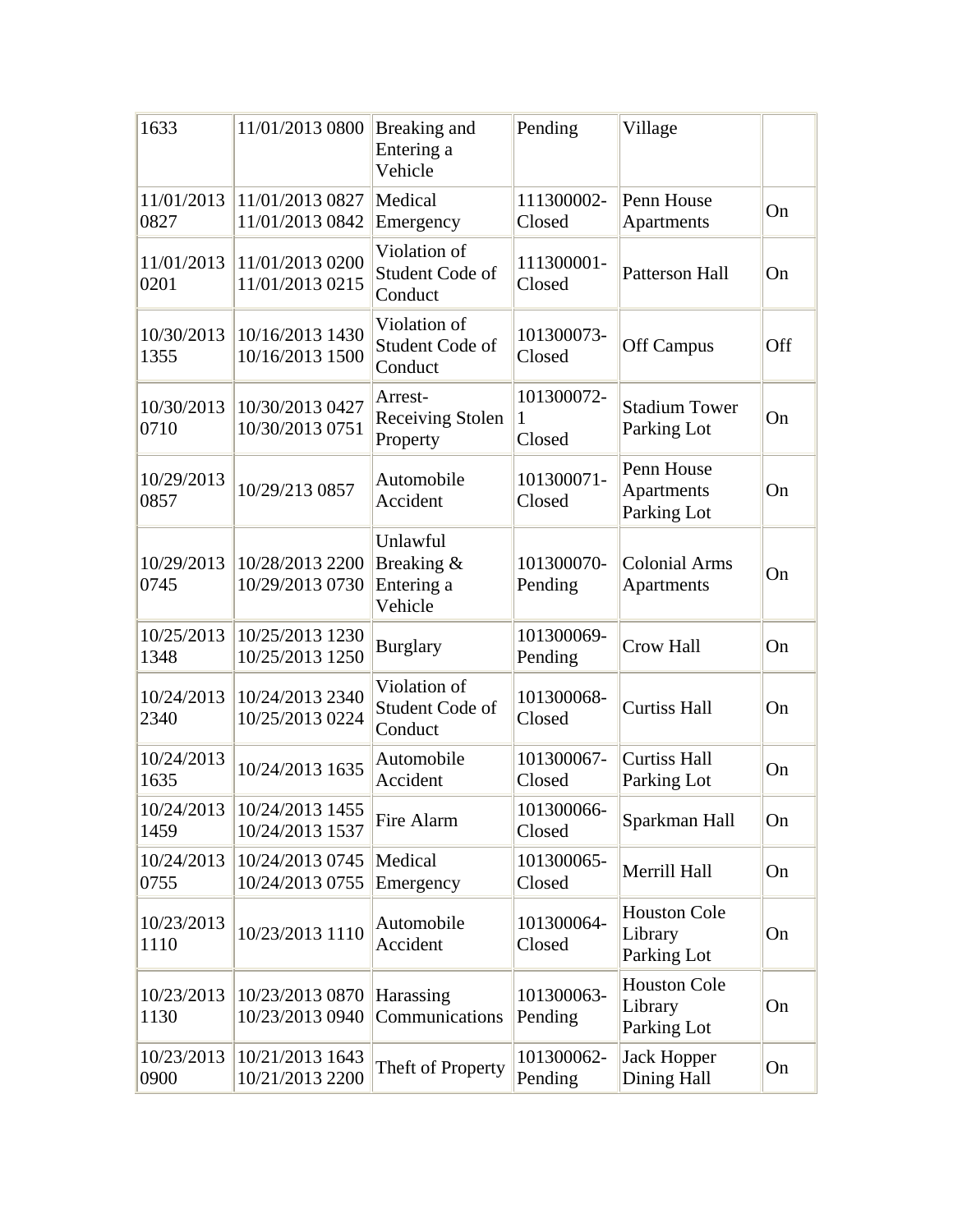| | | | | | |
|---|---|---|---|---|---|
| 1633 | 11/01/2013 0800 | Breaking and Entering a Vehicle | Pending | Village | |
| 11/01/2013 0827 | 11/01/2013 0827 11/01/2013 0842 | Medical Emergency | 111300002- Closed | Penn House Apartments | On |
| 11/01/2013 0201 | 11/01/2013 0200 11/01/2013 0215 | Violation of Student Code of Conduct | 111300001- Closed | Patterson Hall | On |
| 10/30/2013 1355 | 10/16/2013 1430 10/16/2013 1500 | Violation of Student Code of Conduct | 101300073- Closed | Off Campus | Off |
| 10/30/2013 0710 | 10/30/2013 0427 10/30/2013 0751 | Arrest- Receiving Stolen Property | 101300072- 1 Closed | Stadium Tower Parking Lot | On |
| 10/29/2013 0857 | 10/29/213 0857 | Automobile Accident | 101300071- Closed | Penn House Apartments Parking Lot | On |
| 10/29/2013 0745 | 10/28/2013 2200 10/29/2013 0730 | Unlawful Breaking & Entering a Vehicle | 101300070- Pending | Colonial Arms Apartments | On |
| 10/25/2013 1348 | 10/25/2013 1230 10/25/2013 1250 | Burglary | 101300069- Pending | Crow Hall | On |
| 10/24/2013 2340 | 10/24/2013 2340 10/25/2013 0224 | Violation of Student Code of Conduct | 101300068- Closed | Curtiss Hall | On |
| 10/24/2013 1635 | 10/24/2013 1635 | Automobile Accident | 101300067- Closed | Curtiss Hall Parking Lot | On |
| 10/24/2013 1459 | 10/24/2013 1455 10/24/2013 1537 | Fire Alarm | 101300066- Closed | Sparkman Hall | On |
| 10/24/2013 0755 | 10/24/2013 0745 10/24/2013 0755 | Medical Emergency | 101300065- Closed | Merrill Hall | On |
| 10/23/2013 1110 | 10/23/2013 1110 | Automobile Accident | 101300064- Closed | Houston Cole Library Parking Lot | On |
| 10/23/2013 1130 | 10/23/2013 0870 10/23/2013 0940 | Harassing Communications | 101300063- Pending | Houston Cole Library Parking Lot | On |
| 10/23/2013 0900 | 10/21/2013 1643 10/21/2013 2200 | Theft of Property | 101300062- Pending | Jack Hopper Dining Hall | On |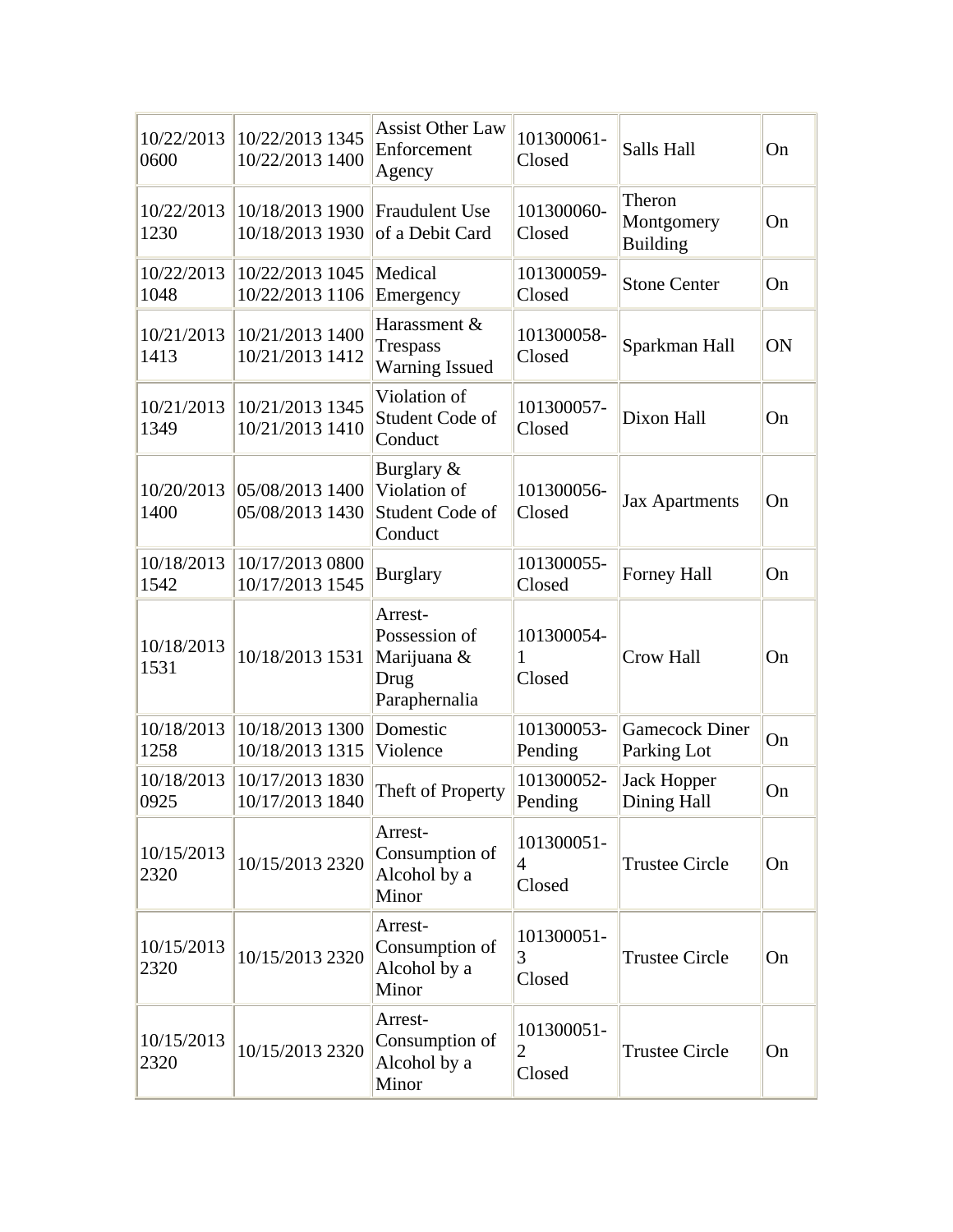| | | | | | |
|---|---|---|---|---|---|
| 10/22/2013 0600 | 10/22/2013 1345 10/22/2013 1400 | Assist Other Law Enforcement Agency | 101300061-Closed | Salls Hall | On |
| 10/22/2013 1230 | 10/18/2013 1900 10/18/2013 1930 | Fraudulent Use of a Debit Card | 101300060-Closed | Theron Montgomery Building | On |
| 10/22/2013 1048 | 10/22/2013 1045 10/22/2013 1106 | Medical Emergency | 101300059-Closed | Stone Center | On |
| 10/21/2013 1413 | 10/21/2013 1400 10/21/2013 1412 | Harassment & Trespass Warning Issued | 101300058-Closed | Sparkman Hall | ON |
| 10/21/2013 1349 | 10/21/2013 1345 10/21/2013 1410 | Violation of Student Code of Conduct | 101300057-Closed | Dixon Hall | On |
| 10/20/2013 1400 | 05/08/2013 1400 05/08/2013 1430 | Burglary & Violation of Student Code of Conduct | 101300056-Closed | Jax Apartments | On |
| 10/18/2013 1542 | 10/17/2013 0800 10/17/2013 1545 | Burglary | 101300055-Closed | Forney Hall | On |
| 10/18/2013 1531 | 10/18/2013 1531 | Arrest-Possession of Marijuana & Drug Paraphernalia | 101300054-1 Closed | Crow Hall | On |
| 10/18/2013 1258 | 10/18/2013 1300 10/18/2013 1315 | Domestic Violence | 101300053-Pending | Gamecock Diner Parking Lot | On |
| 10/18/2013 0925 | 10/17/2013 1830 10/17/2013 1840 | Theft of Property | 101300052-Pending | Jack Hopper Dining Hall | On |
| 10/15/2013 2320 | 10/15/2013 2320 | Arrest-Consumption of Alcohol by a Minor | 101300051-4 Closed | Trustee Circle | On |
| 10/15/2013 2320 | 10/15/2013 2320 | Arrest-Consumption of Alcohol by a Minor | 101300051-3 Closed | Trustee Circle | On |
| 10/15/2013 2320 | 10/15/2013 2320 | Arrest-Consumption of Alcohol by a Minor | 101300051-2 Closed | Trustee Circle | On |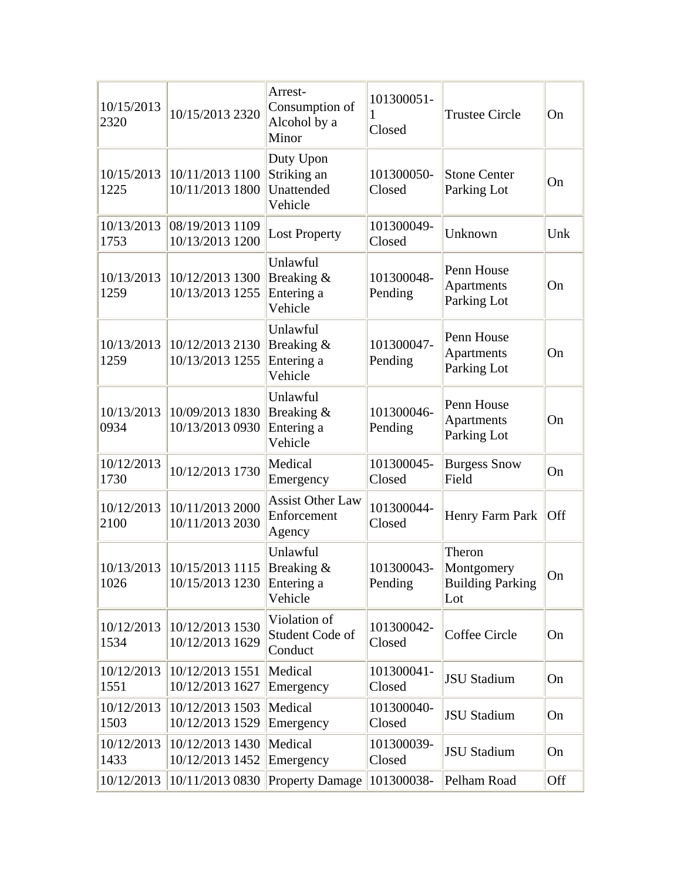| 10/15/2013 2320 | 10/15/2013 2320 | Arrest- Consumption of Alcohol by a Minor | 101300051-1 Closed | Trustee Circle | On |
|---|---|---|---|---|---|
| 10/15/2013 1225 | 10/11/2013 1100 10/11/2013 1800 | Duty Upon Striking an Unattended Vehicle | 101300050- Closed | Stone Center Parking Lot | On |
| 10/13/2013 1753 | 08/19/2013 1109 10/13/2013 1200 | Lost Property | 101300049- Closed | Unknown | Unk |
| 10/13/2013 1259 | 10/12/2013 1300 10/13/2013 1255 | Unlawful Breaking & Entering a Vehicle | 101300048- Pending | Penn House Apartments Parking Lot | On |
| 10/13/2013 1259 | 10/12/2013 2130 10/13/2013 1255 | Unlawful Breaking & Entering a Vehicle | 101300047- Pending | Penn House Apartments Parking Lot | On |
| 10/13/2013 0934 | 10/09/2013 1830 10/13/2013 0930 | Unlawful Breaking & Entering a Vehicle | 101300046- Pending | Penn House Apartments Parking Lot | On |
| 10/12/2013 1730 | 10/12/2013 1730 | Medical Emergency | 101300045- Closed | Burgess Snow Field | On |
| 10/12/2013 2100 | 10/11/2013 2000 10/11/2013 2030 | Assist Other Law Enforcement Agency | 101300044- Closed | Henry Farm Park | Off |
| 10/13/2013 1026 | 10/15/2013 1115 10/15/2013 1230 | Unlawful Breaking & Entering a Vehicle | 101300043- Pending | Theron Montgomery Building Parking Lot | On |
| 10/12/2013 1534 | 10/12/2013 1530 10/12/2013 1629 | Violation of Student Code of Conduct | 101300042- Closed | Coffee Circle | On |
| 10/12/2013 1551 | 10/12/2013 1551 10/12/2013 1627 | Medical Emergency | 101300041- Closed | JSU Stadium | On |
| 10/12/2013 1503 | 10/12/2013 1503 10/12/2013 1529 | Medical Emergency | 101300040- Closed | JSU Stadium | On |
| 10/12/2013 1433 | 10/12/2013 1430 10/12/2013 1452 | Medical Emergency | 101300039- Closed | JSU Stadium | On |
| 10/12/2013 | 10/11/2013 0830 | Property Damage | 101300038- | Pelham Road | Off |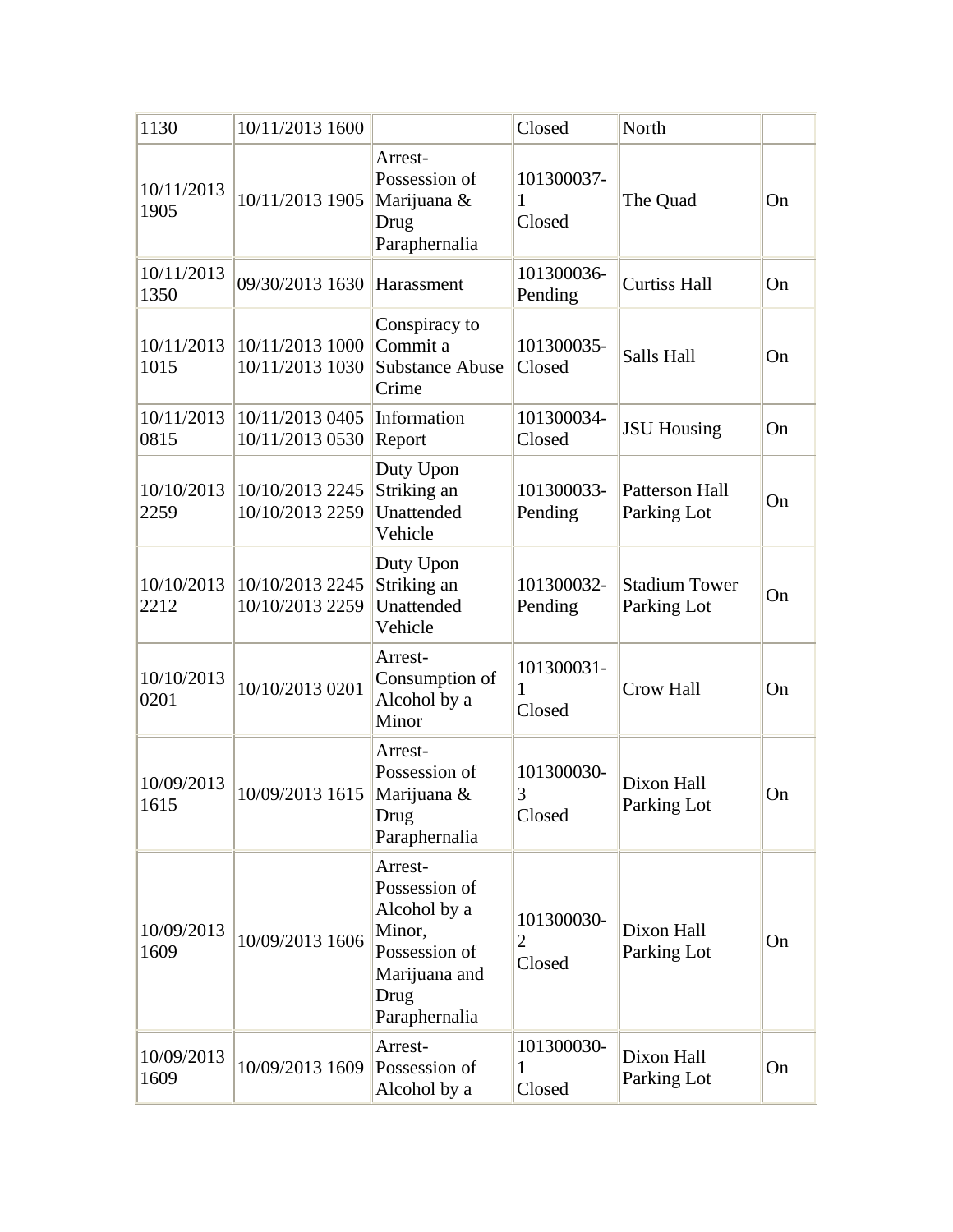| | | | | | |
|---|---|---|---|---|---|
| 1130 | 10/11/2013 1600 | | Closed | North | |
| 10/11/2013 1905 | 10/11/2013 1905 | Arrest- Possession of Marijuana & Drug Paraphernalia | 101300037- 1 Closed | The Quad | On |
| 10/11/2013 1350 | 09/30/2013 1630 | Harassment | 101300036- Pending | Curtiss Hall | On |
| 10/11/2013 1015 | 10/11/2013 1000 10/11/2013 1030 | Conspiracy to Commit a Substance Abuse Crime | 101300035- Closed | Salls Hall | On |
| 10/11/2013 0815 | 10/11/2013 0405 10/11/2013 0530 | Information Report | 101300034- Closed | JSU Housing | On |
| 10/10/2013 2259 | 10/10/2013 2245 10/10/2013 2259 | Duty Upon Striking an Unattended Vehicle | 101300033- Pending | Patterson Hall Parking Lot | On |
| 10/10/2013 2212 | 10/10/2013 2245 10/10/2013 2259 | Duty Upon Striking an Unattended Vehicle | 101300032- Pending | Stadium Tower Parking Lot | On |
| 10/10/2013 0201 | 10/10/2013 0201 | Arrest- Consumption of Alcohol by a Minor | 101300031- 1 Closed | Crow Hall | On |
| 10/09/2013 1615 | 10/09/2013 1615 | Arrest- Possession of Marijuana & Drug Paraphernalia | 101300030- 3 Closed | Dixon Hall Parking Lot | On |
| 10/09/2013 1609 | 10/09/2013 1606 | Arrest- Possession of Alcohol by a Minor, Possession of Marijuana and Drug Paraphernalia | 101300030- 2 Closed | Dixon Hall Parking Lot | On |
| 10/09/2013 1609 | 10/09/2013 1609 | Arrest- Possession of Alcohol by a | 101300030- 1 Closed | Dixon Hall Parking Lot | On |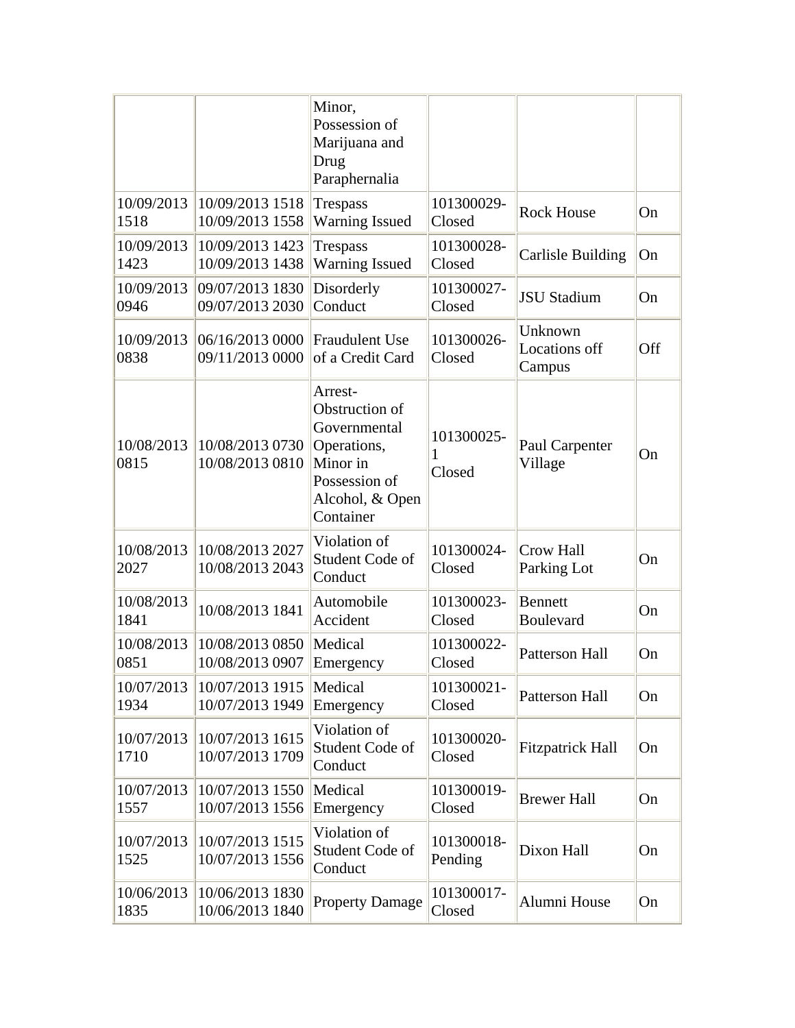| | | | | | |
|---|---|---|---|---|---|
| | | Minor, Possession of Marijuana and Drug Paraphernalia | | | |
| 10/09/2013 1518 | 10/09/2013 1518 10/09/2013 1558 | Trespass Warning Issued | 101300029-Closed | Rock House | On |
| 10/09/2013 1423 | 10/09/2013 1423 10/09/2013 1438 | Trespass Warning Issued | 101300028-Closed | Carlisle Building | On |
| 10/09/2013 0946 | 09/07/2013 1830 09/07/2013 2030 | Disorderly Conduct | 101300027-Closed | JSU Stadium | On |
| 10/09/2013 0838 | 06/16/2013 0000 09/11/2013 0000 | Fraudulent Use of a Credit Card | 101300026-Closed | Unknown Locations off Campus | Off |
| 10/08/2013 0815 | 10/08/2013 0730 10/08/2013 0810 | Arrest-Obstruction of Governmental Operations, Minor in Possession of Alcohol, & Open Container | 101300025-1 Closed | Paul Carpenter Village | On |
| 10/08/2013 2027 | 10/08/2013 2027 10/08/2013 2043 | Violation of Student Code of Conduct | 101300024-Closed | Crow Hall Parking Lot | On |
| 10/08/2013 1841 | 10/08/2013 1841 | Automobile Accident | 101300023-Closed | Bennett Boulevard | On |
| 10/08/2013 0851 | 10/08/2013 0850 10/08/2013 0907 | Medical Emergency | 101300022-Closed | Patterson Hall | On |
| 10/07/2013 1934 | 10/07/2013 1915 10/07/2013 1949 | Medical Emergency | 101300021-Closed | Patterson Hall | On |
| 10/07/2013 1710 | 10/07/2013 1615 10/07/2013 1709 | Violation of Student Code of Conduct | 101300020-Closed | Fitzpatrick Hall | On |
| 10/07/2013 1557 | 10/07/2013 1550 10/07/2013 1556 | Medical Emergency | 101300019-Closed | Brewer Hall | On |
| 10/07/2013 1525 | 10/07/2013 1515 10/07/2013 1556 | Violation of Student Code of Conduct | 101300018-Pending | Dixon Hall | On |
| 10/06/2013 1835 | 10/06/2013 1830 10/06/2013 1840 | Property Damage | 101300017-Closed | Alumni House | On |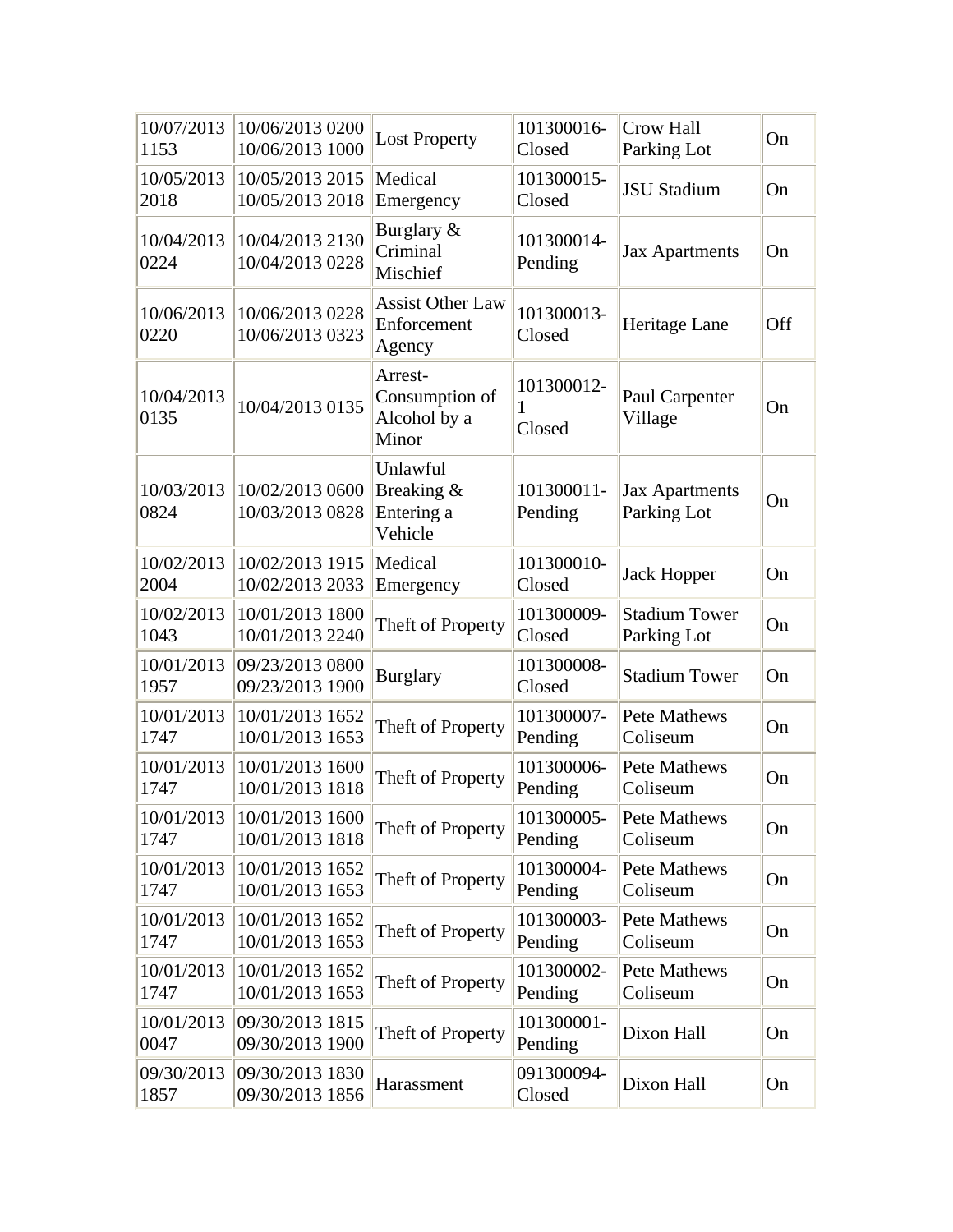| | | | | | |
|---|---|---|---|---|---|
| 10/07/2013 1153 | 10/06/2013 0200 10/06/2013 1000 | Lost Property | 101300016- Closed | Crow Hall Parking Lot | On |
| 10/05/2013 2018 | 10/05/2013 2015 10/05/2013 2018 | Medical Emergency | 101300015- Closed | JSU Stadium | On |
| 10/04/2013 0224 | 10/04/2013 2130 10/04/2013 0228 | Burglary & Criminal Mischief | 101300014- Pending | Jax Apartments | On |
| 10/06/2013 0220 | 10/06/2013 0228 10/06/2013 0323 | Assist Other Law Enforcement Agency | 101300013- Closed | Heritage Lane | Off |
| 10/04/2013 0135 | 10/04/2013 0135 | Arrest- Consumption of Alcohol by a Minor | 101300012- 1 Closed | Paul Carpenter Village | On |
| 10/03/2013 0824 | 10/02/2013 0600 10/03/2013 0828 | Unlawful Breaking & Entering a Vehicle | 101300011- Pending | Jax Apartments Parking Lot | On |
| 10/02/2013 2004 | 10/02/2013 1915 10/02/2013 2033 | Medical Emergency | 101300010- Closed | Jack Hopper | On |
| 10/02/2013 1043 | 10/01/2013 1800 10/01/2013 2240 | Theft of Property | 101300009- Closed | Stadium Tower Parking Lot | On |
| 10/01/2013 1957 | 09/23/2013 0800 09/23/2013 1900 | Burglary | 101300008- Closed | Stadium Tower | On |
| 10/01/2013 1747 | 10/01/2013 1652 10/01/2013 1653 | Theft of Property | 101300007- Pending | Pete Mathews Coliseum | On |
| 10/01/2013 1747 | 10/01/2013 1600 10/01/2013 1818 | Theft of Property | 101300006- Pending | Pete Mathews Coliseum | On |
| 10/01/2013 1747 | 10/01/2013 1600 10/01/2013 1818 | Theft of Property | 101300005- Pending | Pete Mathews Coliseum | On |
| 10/01/2013 1747 | 10/01/2013 1652 10/01/2013 1653 | Theft of Property | 101300004- Pending | Pete Mathews Coliseum | On |
| 10/01/2013 1747 | 10/01/2013 1652 10/01/2013 1653 | Theft of Property | 101300003- Pending | Pete Mathews Coliseum | On |
| 10/01/2013 1747 | 10/01/2013 1652 10/01/2013 1653 | Theft of Property | 101300002- Pending | Pete Mathews Coliseum | On |
| 10/01/2013 0047 | 09/30/2013 1815 09/30/2013 1900 | Theft of Property | 101300001- Pending | Dixon Hall | On |
| 09/30/2013 1857 | 09/30/2013 1830 09/30/2013 1856 | Harassment | 091300094- Closed | Dixon Hall | On |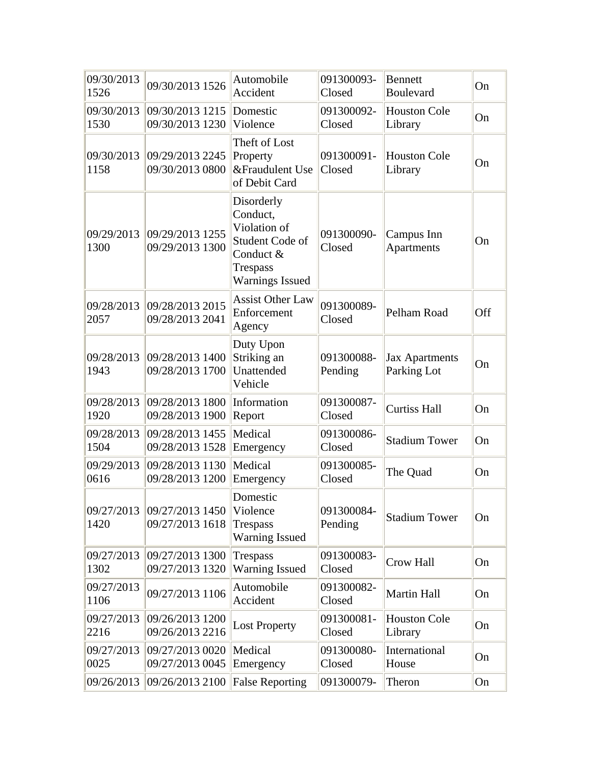| | | | | | |
|---|---|---|---|---|---|
| 09/30/2013 1526 | 09/30/2013 1526 | Automobile Accident | 091300093-Closed | Bennett Boulevard | On |
| 09/30/2013 1530 | 09/30/2013 1215 09/30/2013 1230 | Domestic Violence | 091300092-Closed | Houston Cole Library | On |
| 09/30/2013 1158 | 09/29/2013 2245 09/30/2013 0800 | Theft of Lost Property &Fraudulent Use of Debit Card | 091300091-Closed | Houston Cole Library | On |
| 09/29/2013 1300 | 09/29/2013 1255 09/29/2013 1300 | Disorderly Conduct, Violation of Student Code of Conduct & Trespass Warnings Issued | 091300090-Closed | Campus Inn Apartments | On |
| 09/28/2013 2057 | 09/28/2013 2015 09/28/2013 2041 | Assist Other Law Enforcement Agency | 091300089-Closed | Pelham Road | Off |
| 09/28/2013 1943 | 09/28/2013 1400 09/28/2013 1700 | Duty Upon Striking an Unattended Vehicle | 091300088-Pending | Jax Apartments Parking Lot | On |
| 09/28/2013 1920 | 09/28/2013 1800 09/28/2013 1900 | Information Report | 091300087-Closed | Curtiss Hall | On |
| 09/28/2013 1504 | 09/28/2013 1455 09/28/2013 1528 | Medical Emergency | 091300086-Closed | Stadium Tower | On |
| 09/29/2013 0616 | 09/28/2013 1130 09/28/2013 1200 | Medical Emergency | 091300085-Closed | The Quad | On |
| 09/27/2013 1420 | 09/27/2013 1450 09/27/2013 1618 | Domestic Violence Trespass Warning Issued | 091300084-Pending | Stadium Tower | On |
| 09/27/2013 1302 | 09/27/2013 1300 09/27/2013 1320 | Trespass Warning Issued | 091300083-Closed | Crow Hall | On |
| 09/27/2013 1106 | 09/27/2013 1106 | Automobile Accident | 091300082-Closed | Martin Hall | On |
| 09/27/2013 2216 | 09/26/2013 1200 09/26/2013 2216 | Lost Property | 091300081-Closed | Houston Cole Library | On |
| 09/27/2013 0025 | 09/27/2013 0020 09/27/2013 0045 | Medical Emergency | 091300080-Closed | International House | On |
| 09/26/2013 | 09/26/2013 2100 | False Reporting | 091300079- | Theron | On |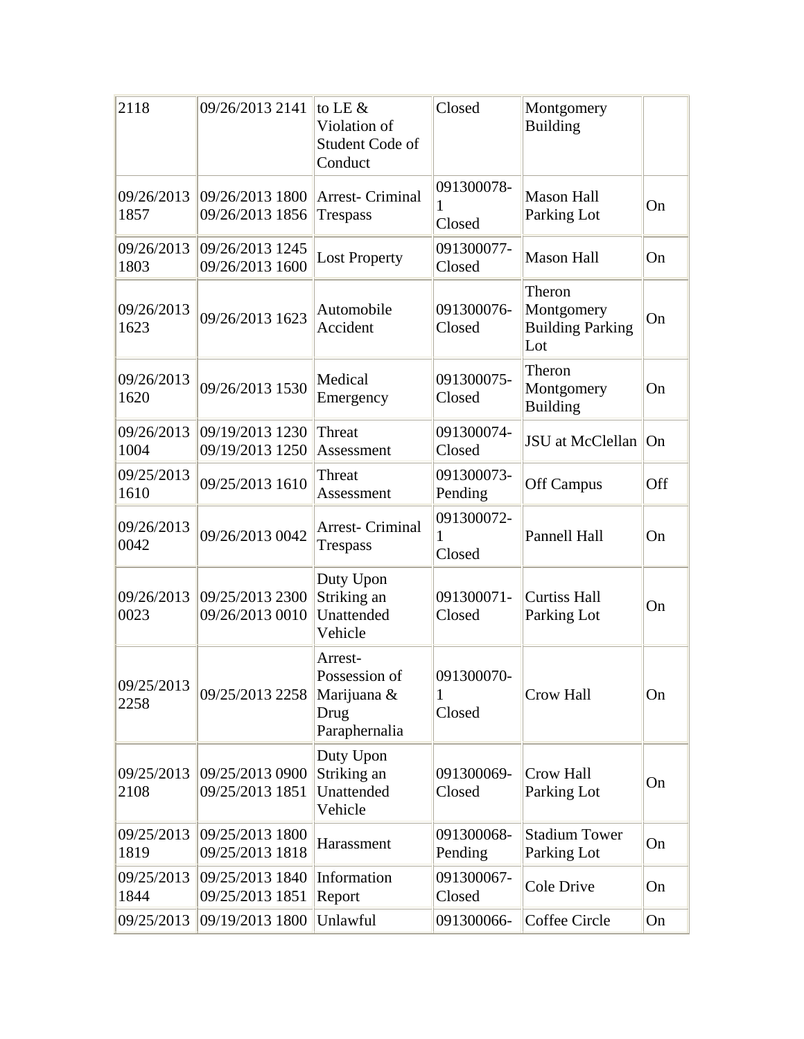| | | | | | |
|---|---|---|---|---|---|
| 2118 | 09/26/2013 2141 | to LE & Violation of Student Code of Conduct | Closed | Montgomery Building | |
| 09/26/2013 1857 | 09/26/2013 1800 09/26/2013 1856 | Arrest- Criminal Trespass | 091300078-1 Closed | Mason Hall Parking Lot | On |
| 09/26/2013 1803 | 09/26/2013 1245 09/26/2013 1600 | Lost Property | 091300077-Closed | Mason Hall | On |
| 09/26/2013 1623 | 09/26/2013 1623 | Automobile Accident | 091300076-Closed | Theron Montgomery Building Parking Lot | On |
| 09/26/2013 1620 | 09/26/2013 1530 | Medical Emergency | 091300075-Closed | Theron Montgomery Building | On |
| 09/26/2013 1004 | 09/19/2013 1230 09/19/2013 1250 | Threat Assessment | 091300074-Closed | JSU at McClellan | On |
| 09/25/2013 1610 | 09/25/2013 1610 | Threat Assessment | 091300073-Pending | Off Campus | Off |
| 09/26/2013 0042 | 09/26/2013 0042 | Arrest- Criminal Trespass | 091300072-1 Closed | Pannell Hall | On |
| 09/26/2013 0023 | 09/25/2013 2300 09/26/2013 0010 | Duty Upon Striking an Unattended Vehicle | 091300071-Closed | Curtiss Hall Parking Lot | On |
| 09/25/2013 2258 | 09/25/2013 2258 | Arrest- Possession of Marijuana & Drug Paraphernalia | 091300070-1 Closed | Crow Hall | On |
| 09/25/2013 2108 | 09/25/2013 0900 09/25/2013 1851 | Duty Upon Striking an Unattended Vehicle | 091300069-Closed | Crow Hall Parking Lot | On |
| 09/25/2013 1819 | 09/25/2013 1800 09/25/2013 1818 | Harassment | 091300068-Pending | Stadium Tower Parking Lot | On |
| 09/25/2013 1844 | 09/25/2013 1840 09/25/2013 1851 | Information Report | 091300067-Closed | Cole Drive | On |
| 09/25/2013 | 09/19/2013 1800 | Unlawful | 091300066- | Coffee Circle | On |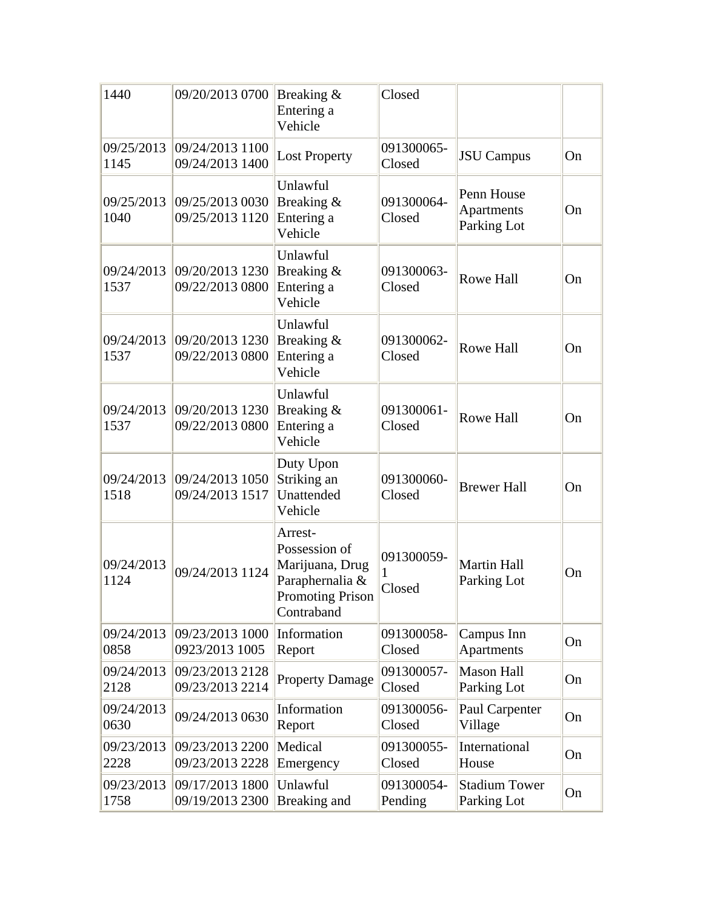| | | | | | |
|---|---|---|---|---|---|
| 1440 | 09/20/2013 0700 | Breaking & Entering a Vehicle | Closed | | |
| 09/25/2013 1145 | 09/24/2013 1100 09/24/2013 1400 | Lost Property | 091300065- Closed | JSU Campus | On |
| 09/25/2013 1040 | 09/25/2013 0030 09/25/2013 1120 | Unlawful Breaking & Entering a Vehicle | 091300064- Closed | Penn House Apartments Parking Lot | On |
| 09/24/2013 1537 | 09/20/2013 1230 09/22/2013 0800 | Unlawful Breaking & Entering a Vehicle | 091300063- Closed | Rowe Hall | On |
| 09/24/2013 1537 | 09/20/2013 1230 09/22/2013 0800 | Unlawful Breaking & Entering a Vehicle | 091300062- Closed | Rowe Hall | On |
| 09/24/2013 1537 | 09/20/2013 1230 09/22/2013 0800 | Unlawful Breaking & Entering a Vehicle | 091300061- Closed | Rowe Hall | On |
| 09/24/2013 1518 | 09/24/2013 1050 09/24/2013 1517 | Duty Upon Striking an Unattended Vehicle | 091300060- Closed | Brewer Hall | On |
| 09/24/2013 1124 | 09/24/2013 1124 | Arrest- Possession of Marijuana, Drug Paraphernalia & Promoting Prison Contraband | 091300059- 1 Closed | Martin Hall Parking Lot | On |
| 09/24/2013 0858 | 09/23/2013 1000 0923/2013 1005 | Information Report | 091300058- Closed | Campus Inn Apartments | On |
| 09/24/2013 2128 | 09/23/2013 2128 09/23/2013 2214 | Property Damage | 091300057- Closed | Mason Hall Parking Lot | On |
| 09/24/2013 0630 | 09/24/2013 0630 | Information Report | 091300056- Closed | Paul Carpenter Village | On |
| 09/23/2013 2228 | 09/23/2013 2200 09/23/2013 2228 | Medical Emergency | 091300055- Closed | International House | On |
| 09/23/2013 1758 | 09/17/2013 1800 09/19/2013 2300 | Unlawful Breaking and | 091300054- Pending | Stadium Tower Parking Lot | On |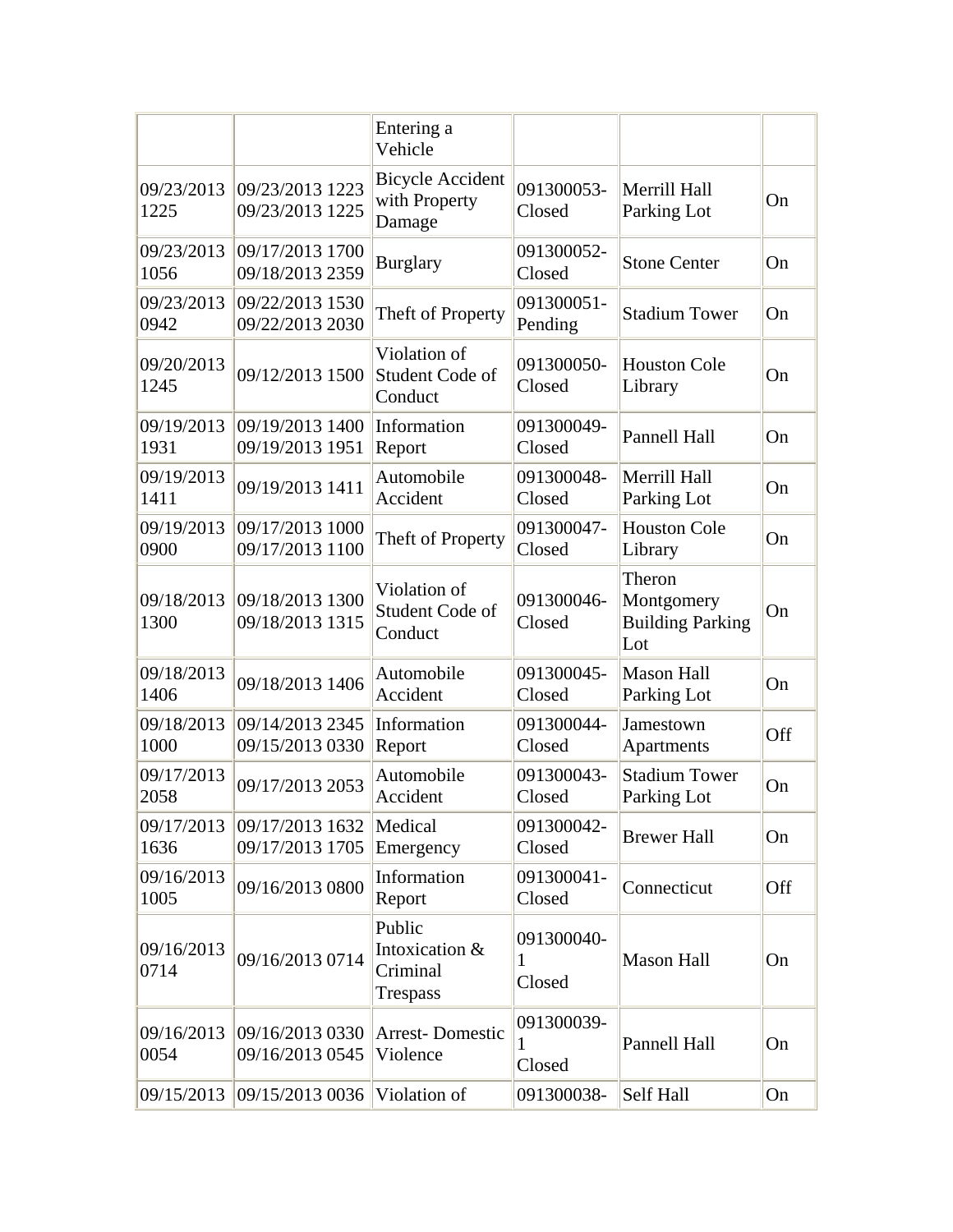| | | Entering a Vehicle | | | |
|---|---|---|---|---|---|
| 09/23/2013 1225 | 09/23/2013 1223 09/23/2013 1225 | Bicycle Accident with Property Damage | 091300053-Closed | Merrill Hall Parking Lot | On |
| 09/23/2013 1056 | 09/17/2013 1700 09/18/2013 2359 | Burglary | 091300052-Closed | Stone Center | On |
| 09/23/2013 0942 | 09/22/2013 1530 09/22/2013 2030 | Theft of Property | 091300051-Pending | Stadium Tower | On |
| 09/20/2013 1245 | 09/12/2013 1500 | Violation of Student Code of Conduct | 091300050-Closed | Houston Cole Library | On |
| 09/19/2013 1931 | 09/19/2013 1400 09/19/2013 1951 | Information Report | 091300049-Closed | Pannell Hall | On |
| 09/19/2013 1411 | 09/19/2013 1411 | Automobile Accident | 091300048-Closed | Merrill Hall Parking Lot | On |
| 09/19/2013 0900 | 09/17/2013 1000 09/17/2013 1100 | Theft of Property | 091300047-Closed | Houston Cole Library | On |
| 09/18/2013 1300 | 09/18/2013 1300 09/18/2013 1315 | Violation of Student Code of Conduct | 091300046-Closed | Theron Montgomery Building Parking Lot | On |
| 09/18/2013 1406 | 09/18/2013 1406 | Automobile Accident | 091300045-Closed | Mason Hall Parking Lot | On |
| 09/18/2013 1000 | 09/14/2013 2345 09/15/2013 0330 | Information Report | 091300044-Closed | Jamestown Apartments | Off |
| 09/17/2013 2058 | 09/17/2013 2053 | Automobile Accident | 091300043-Closed | Stadium Tower Parking Lot | On |
| 09/17/2013 1636 | 09/17/2013 1632 09/17/2013 1705 | Medical Emergency | 091300042-Closed | Brewer Hall | On |
| 09/16/2013 1005 | 09/16/2013 0800 | Information Report | 091300041-Closed | Connecticut | Off |
| 09/16/2013 0714 | 09/16/2013 0714 | Public Intoxication & Criminal Trespass | 091300040-1 Closed | Mason Hall | On |
| 09/16/2013 0054 | 09/16/2013 0330 09/16/2013 0545 | Arrest- Domestic Violence | 091300039-1 Closed | Pannell Hall | On |
| 09/15/2013 | 09/15/2013 0036 | Violation of | 091300038- | Self Hall | On |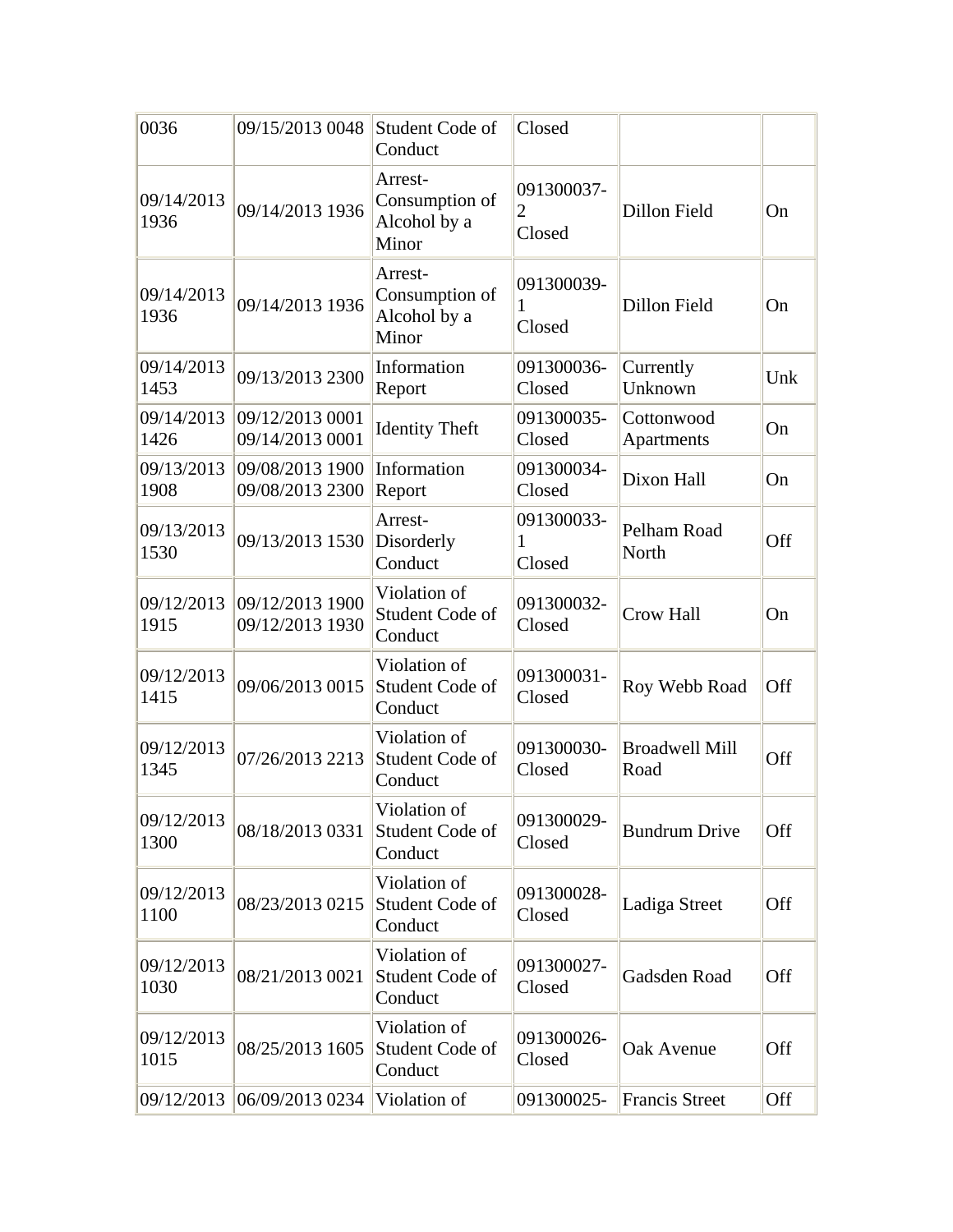| | | | | | |
|---|---|---|---|---|---|
| 0036 | 09/15/2013 0048 | Student Code of Conduct | Closed | | |
| 09/14/2013 1936 | 09/14/2013 1936 | Arrest-Consumption of Alcohol by a Minor | 091300037-2 Closed | Dillon Field | On |
| 09/14/2013 1936 | 09/14/2013 1936 | Arrest-Consumption of Alcohol by a Minor | 091300039-1 Closed | Dillon Field | On |
| 09/14/2013 1453 | 09/13/2013 2300 | Information Report | 091300036-Closed | Currently Unknown | Unk |
| 09/14/2013 1426 | 09/12/2013 0001 09/14/2013 0001 | Identity Theft | 091300035-Closed | Cottonwood Apartments | On |
| 09/13/2013 1908 | 09/08/2013 1900 09/08/2013 2300 | Information Report | 091300034-Closed | Dixon Hall | On |
| 09/13/2013 1530 | 09/13/2013 1530 | Arrest-Disorderly Conduct | 091300033-1 Closed | Pelham Road North | Off |
| 09/12/2013 1915 | 09/12/2013 1900 09/12/2013 1930 | Violation of Student Code of Conduct | 091300032-Closed | Crow Hall | On |
| 09/12/2013 1415 | 09/06/2013 0015 | Violation of Student Code of Conduct | 091300031-Closed | Roy Webb Road | Off |
| 09/12/2013 1345 | 07/26/2013 2213 | Violation of Student Code of Conduct | 091300030-Closed | Broadwell Mill Road | Off |
| 09/12/2013 1300 | 08/18/2013 0331 | Violation of Student Code of Conduct | 091300029-Closed | Bundrum Drive | Off |
| 09/12/2013 1100 | 08/23/2013 0215 | Violation of Student Code of Conduct | 091300028-Closed | Ladiga Street | Off |
| 09/12/2013 1030 | 08/21/2013 0021 | Violation of Student Code of Conduct | 091300027-Closed | Gadsden Road | Off |
| 09/12/2013 1015 | 08/25/2013 1605 | Violation of Student Code of Conduct | 091300026-Closed | Oak Avenue | Off |
| 09/12/2013 | 06/09/2013 0234 | Violation of | 091300025- | Francis Street | Off |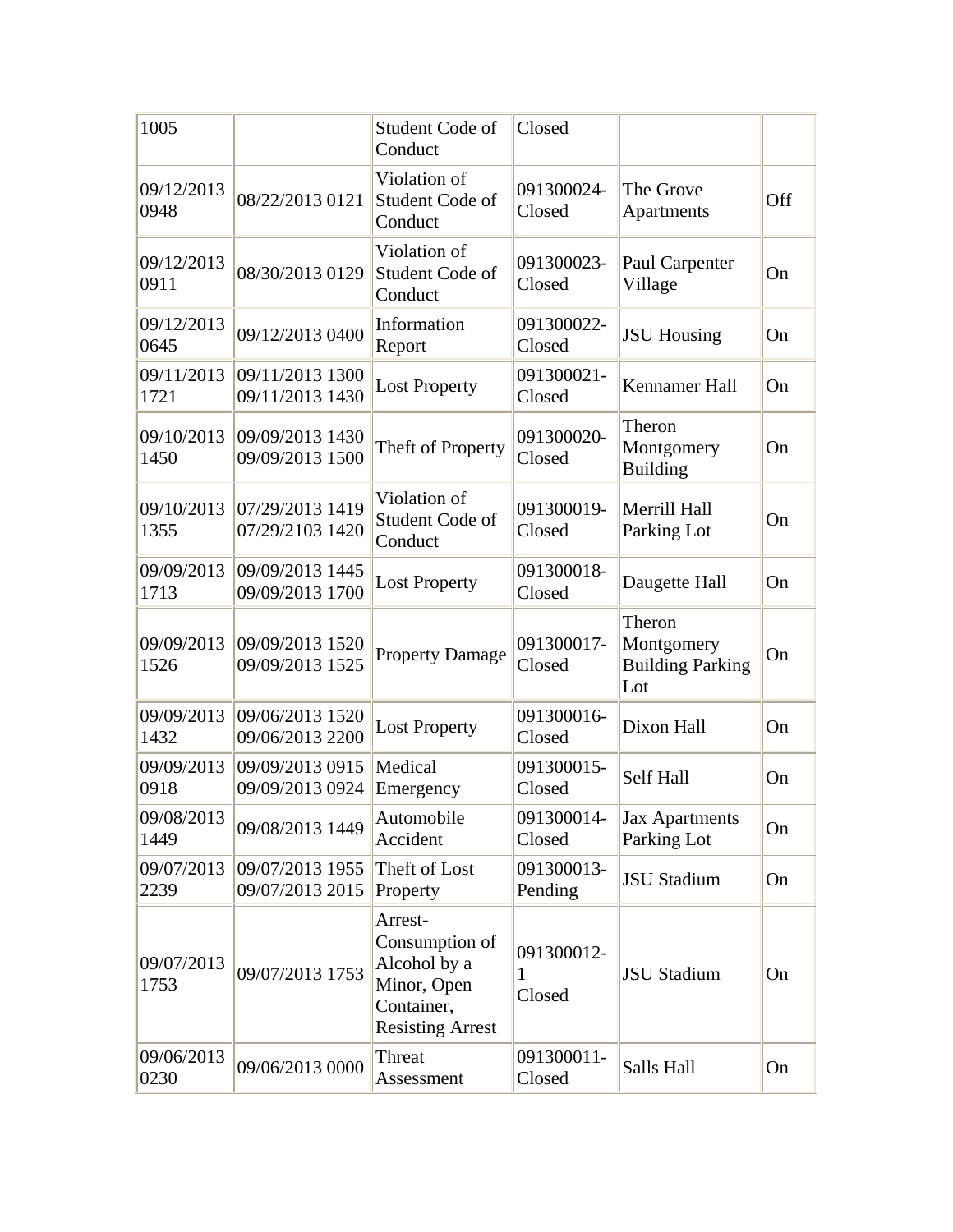| 1005 | | Student Code of Conduct | Closed | | |
|---|---|---|---|---|---|
| 09/12/2013 0948 | 08/22/2013 0121 | Violation of Student Code of Conduct | 091300024-Closed | The Grove Apartments | Off |
| 09/12/2013 0911 | 08/30/2013 0129 | Violation of Student Code of Conduct | 091300023-Closed | Paul Carpenter Village | On |
| 09/12/2013 0645 | 09/12/2013 0400 | Information Report | 091300022-Closed | JSU Housing | On |
| 09/11/2013 1721 | 09/11/2013 1300 09/11/2013 1430 | Lost Property | 091300021-Closed | Kennamer Hall | On |
| 09/10/2013 1450 | 09/09/2013 1430 09/09/2013 1500 | Theft of Property | 091300020-Closed | Theron Montgomery Building | On |
| 09/10/2013 1355 | 07/29/2013 1419 07/29/2103 1420 | Violation of Student Code of Conduct | 091300019-Closed | Merrill Hall Parking Lot | On |
| 09/09/2013 1713 | 09/09/2013 1445 09/09/2013 1700 | Lost Property | 091300018-Closed | Daugette Hall | On |
| 09/09/2013 1526 | 09/09/2013 1520 09/09/2013 1525 | Property Damage | 091300017-Closed | Theron Montgomery Building Parking Lot | On |
| 09/09/2013 1432 | 09/06/2013 1520 09/06/2013 2200 | Lost Property | 091300016-Closed | Dixon Hall | On |
| 09/09/2013 0918 | 09/09/2013 0915 09/09/2013 0924 | Medical Emergency | 091300015-Closed | Self Hall | On |
| 09/08/2013 1449 | 09/08/2013 1449 | Automobile Accident | 091300014-Closed | Jax Apartments Parking Lot | On |
| 09/07/2013 2239 | 09/07/2013 1955 09/07/2013 2015 | Theft of Lost Property | 091300013-Pending | JSU Stadium | On |
| 09/07/2013 1753 | 09/07/2013 1753 | Arrest-Consumption of Alcohol by a Minor, Open Container, Resisting Arrest | 091300012-1 Closed | JSU Stadium | On |
| 09/06/2013 0230 | 09/06/2013 0000 | Threat Assessment | 091300011-Closed | Salls Hall | On |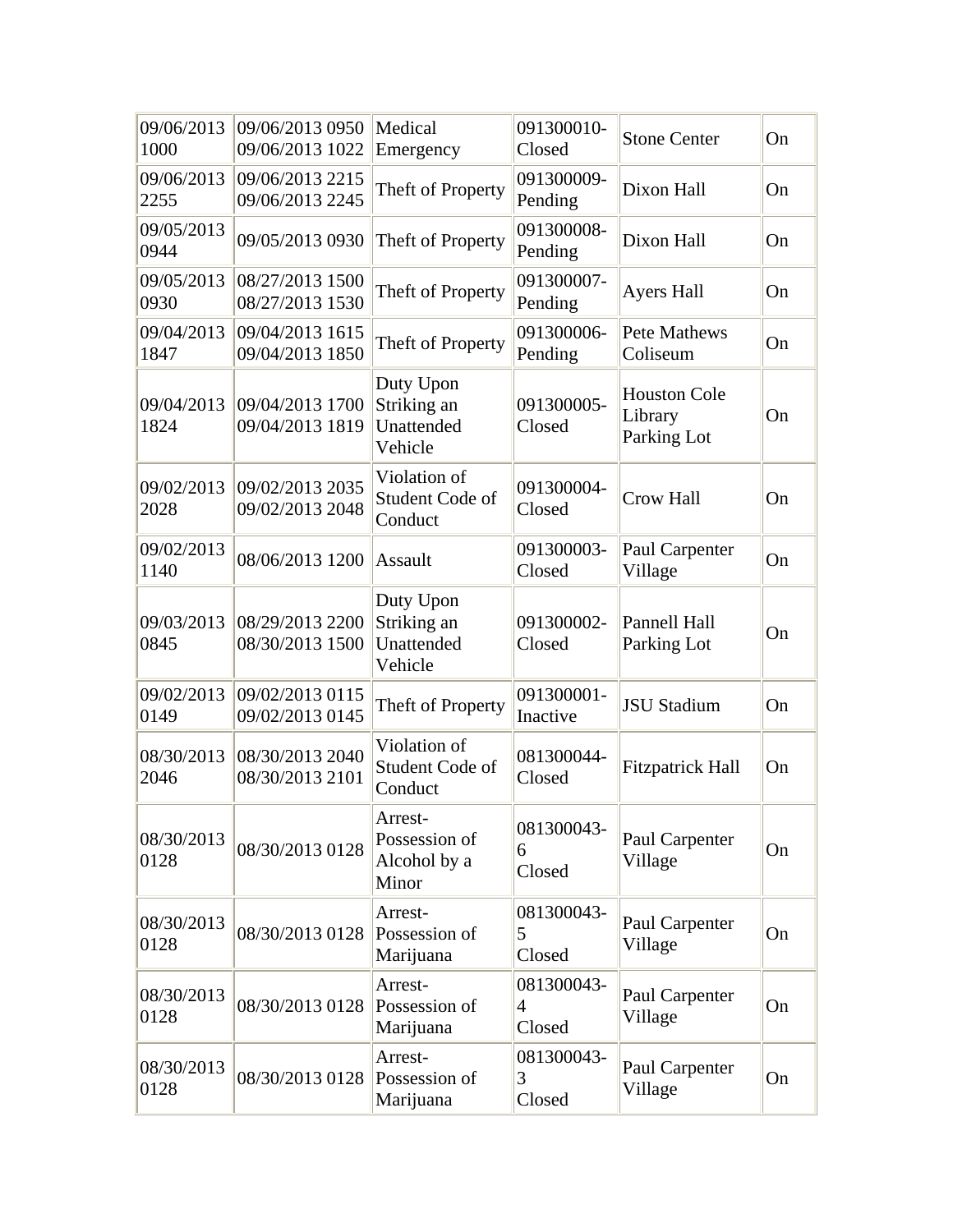| 09/06/2013 1000 | 09/06/2013 0950 09/06/2013 1022 | Medical Emergency | 091300010-Closed | Stone Center | On |
|---|---|---|---|---|---|
| 09/06/2013 2255 | 09/06/2013 2215 09/06/2013 2245 | Theft of Property | 091300009-Pending | Dixon Hall | On |
| 09/05/2013 0944 | 09/05/2013 0930 | Theft of Property | 091300008-Pending | Dixon Hall | On |
| 09/05/2013 0930 | 08/27/2013 1500 08/27/2013 1530 | Theft of Property | 091300007-Pending | Ayers Hall | On |
| 09/04/2013 1847 | 09/04/2013 1615 09/04/2013 1850 | Theft of Property | 091300006-Pending | Pete Mathews Coliseum | On |
| 09/04/2013 1824 | 09/04/2013 1700 09/04/2013 1819 | Duty Upon Striking an Unattended Vehicle | 091300005-Closed | Houston Cole Library Parking Lot | On |
| 09/02/2013 2028 | 09/02/2013 2035 09/02/2013 2048 | Violation of Student Code of Conduct | 091300004-Closed | Crow Hall | On |
| 09/02/2013 1140 | 08/06/2013 1200 | Assault | 091300003-Closed | Paul Carpenter Village | On |
| 09/03/2013 0845 | 08/29/2013 2200 08/30/2013 1500 | Duty Upon Striking an Unattended Vehicle | 091300002-Closed | Pannell Hall Parking Lot | On |
| 09/02/2013 0149 | 09/02/2013 0115 09/02/2013 0145 | Theft of Property | 091300001-Inactive | JSU Stadium | On |
| 08/30/2013 2046 | 08/30/2013 2040 08/30/2013 2101 | Violation of Student Code of Conduct | 081300044-Closed | Fitzpatrick Hall | On |
| 08/30/2013 0128 | 08/30/2013 0128 | Arrest-Possession of Alcohol by a Minor | 081300043-6 Closed | Paul Carpenter Village | On |
| 08/30/2013 0128 | 08/30/2013 0128 | Arrest-Possession of Marijuana | 081300043-5 Closed | Paul Carpenter Village | On |
| 08/30/2013 0128 | 08/30/2013 0128 | Arrest-Possession of Marijuana | 081300043-4 Closed | Paul Carpenter Village | On |
| 08/30/2013 0128 | 08/30/2013 0128 | Arrest-Possession of Marijuana | 081300043-3 Closed | Paul Carpenter Village | On |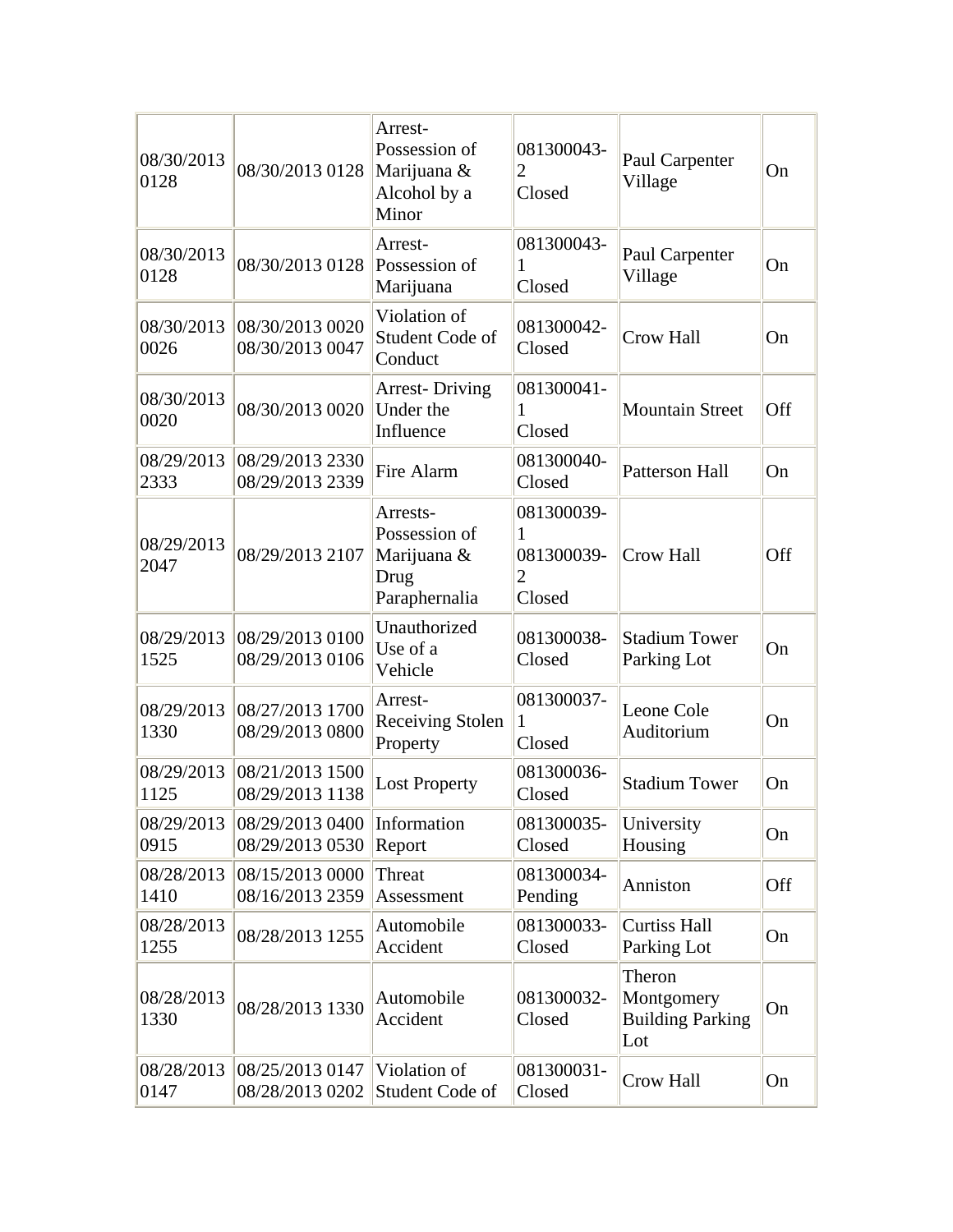| | | | | | |
|---|---|---|---|---|---|
| 08/30/2013 0128 | 08/30/2013 0128 | Arrest- Possession of Marijuana & Alcohol by a Minor | 081300043-2 Closed | Paul Carpenter Village | On |
| 08/30/2013 0128 | 08/30/2013 0128 | Arrest- Possession of Marijuana | 081300043-1 Closed | Paul Carpenter Village | On |
| 08/30/2013 0026 | 08/30/2013 0020 08/30/2013 0047 | Violation of Student Code of Conduct | 081300042-Closed | Crow Hall | On |
| 08/30/2013 0020 | 08/30/2013 0020 | Arrest- Driving Under the Influence | 081300041-1 Closed | Mountain Street | Off |
| 08/29/2013 2333 | 08/29/2013 2330 08/29/2013 2339 | Fire Alarm | 081300040-Closed | Patterson Hall | On |
| 08/29/2013 2047 | 08/29/2013 2107 | Arrests- Possession of Marijuana & Drug Paraphernalia | 081300039-1 081300039-2 Closed | Crow Hall | Off |
| 08/29/2013 1525 | 08/29/2013 0100 08/29/2013 0106 | Unauthorized Use of a Vehicle | 081300038-Closed | Stadium Tower Parking Lot | On |
| 08/29/2013 1330 | 08/27/2013 1700 08/29/2013 0800 | Arrest- Receiving Stolen Property | 081300037-1 Closed | Leone Cole Auditorium | On |
| 08/29/2013 1125 | 08/21/2013 1500 08/29/2013 1138 | Lost Property | 081300036-Closed | Stadium Tower | On |
| 08/29/2013 0915 | 08/29/2013 0400 08/29/2013 0530 | Information Report | 081300035-Closed | University Housing | On |
| 08/28/2013 1410 | 08/15/2013 0000 08/16/2013 2359 | Threat Assessment | 081300034-Pending | Anniston | Off |
| 08/28/2013 1255 | 08/28/2013 1255 | Automobile Accident | 081300033-Closed | Curtiss Hall Parking Lot | On |
| 08/28/2013 1330 | 08/28/2013 1330 | Automobile Accident | 081300032-Closed | Theron Montgomery Building Parking Lot | On |
| 08/28/2013 0147 | 08/25/2013 0147 08/28/2013 0202 | Violation of Student Code of | 081300031-Closed | Crow Hall | On |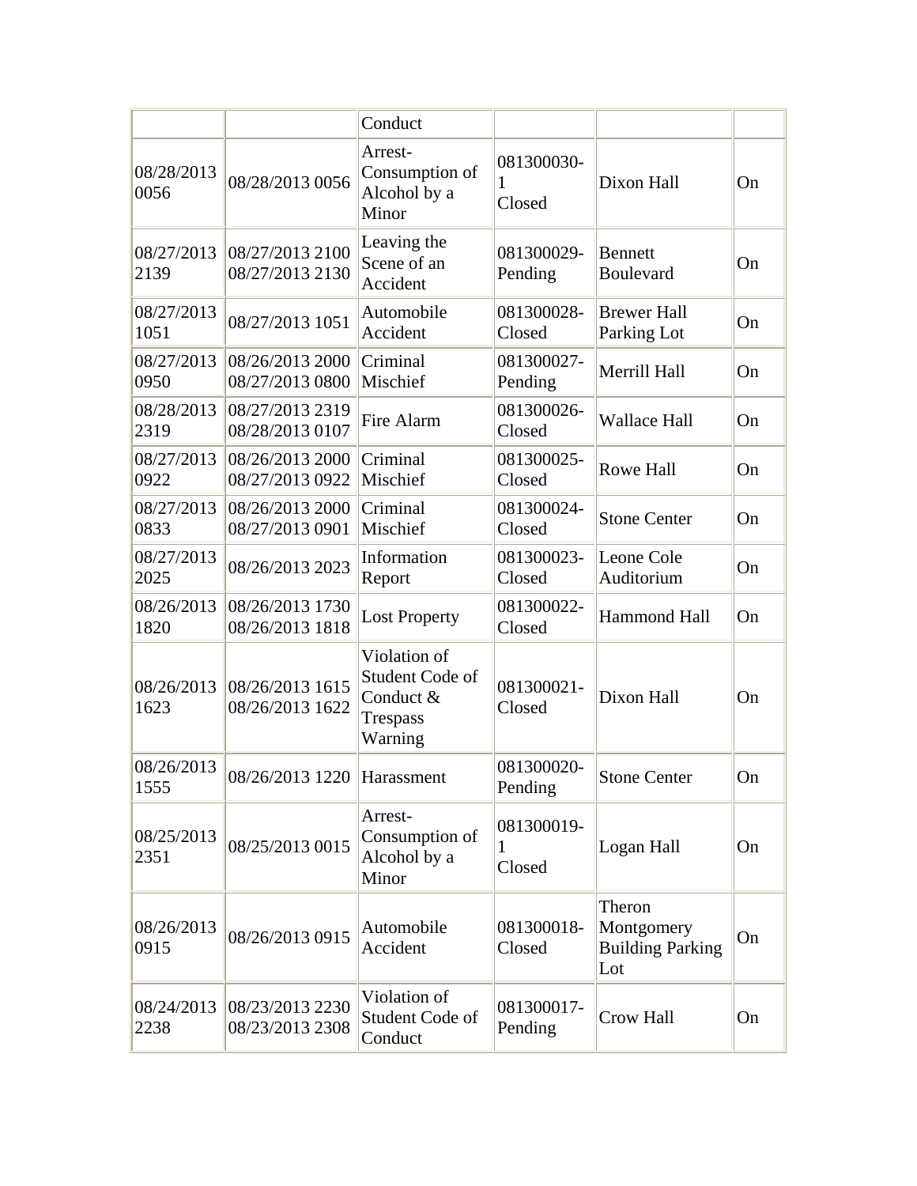| | | Conduct | | | |
|---|---|---|---|---|---|
| 08/28/2013 0056 | 08/28/2013 0056 | Arrest- Consumption of Alcohol by a Minor | 081300030-1 Closed | Dixon Hall | On |
| 08/27/2013 2139 | 08/27/2013 2100 08/27/2013 2130 | Leaving the Scene of an Accident | 081300029- Pending | Bennett Boulevard | On |
| 08/27/2013 1051 | 08/27/2013 1051 | Automobile Accident | 081300028- Closed | Brewer Hall Parking Lot | On |
| 08/27/2013 0950 | 08/26/2013 2000 08/27/2013 0800 | Criminal Mischief | 081300027- Pending | Merrill Hall | On |
| 08/28/2013 2319 | 08/27/2013 2319 08/28/2013 0107 | Fire Alarm | 081300026- Closed | Wallace Hall | On |
| 08/27/2013 0922 | 08/26/2013 2000 08/27/2013 0922 | Criminal Mischief | 081300025- Closed | Rowe Hall | On |
| 08/27/2013 0833 | 08/26/2013 2000 08/27/2013 0901 | Criminal Mischief | 081300024- Closed | Stone Center | On |
| 08/27/2013 2025 | 08/26/2013 2023 | Information Report | 081300023- Closed | Leone Cole Auditorium | On |
| 08/26/2013 1820 | 08/26/2013 1730 08/26/2013 1818 | Lost Property | 081300022- Closed | Hammond Hall | On |
| 08/26/2013 1623 | 08/26/2013 1615 08/26/2013 1622 | Violation of Student Code of Conduct & Trespass Warning | 081300021- Closed | Dixon Hall | On |
| 08/26/2013 1555 | 08/26/2013 1220 | Harassment | 081300020- Pending | Stone Center | On |
| 08/25/2013 2351 | 08/25/2013 0015 | Arrest- Consumption of Alcohol by a Minor | 081300019-1 Closed | Logan Hall | On |
| 08/26/2013 0915 | 08/26/2013 0915 | Automobile Accident | 081300018- Closed | Theron Montgomery Building Parking Lot | On |
| 08/24/2013 2238 | 08/23/2013 2230 08/23/2013 2308 | Violation of Student Code of Conduct | 081300017- Pending | Crow Hall | On |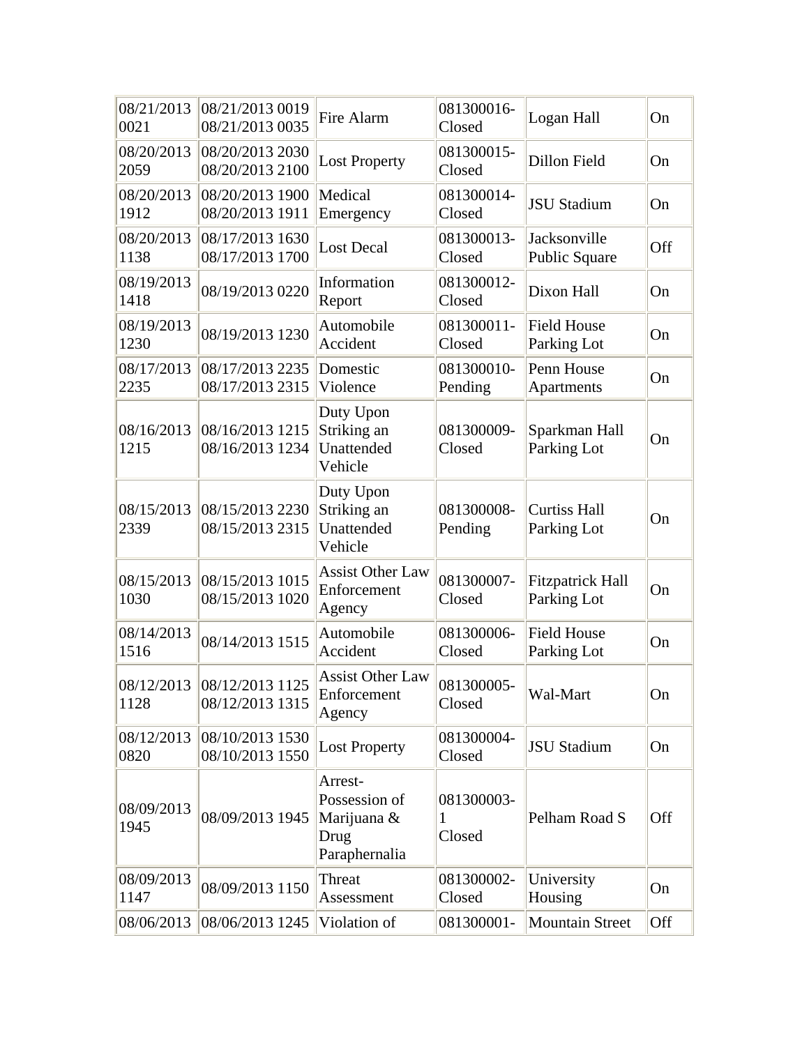| | | | | | |
|---|---|---|---|---|---|
| 08/21/2013 0021 | 08/21/2013 0019 08/21/2013 0035 | Fire Alarm | 081300016-Closed | Logan Hall | On |
| 08/20/2013 2059 | 08/20/2013 2030 08/20/2013 2100 | Lost Property | 081300015-Closed | Dillon Field | On |
| 08/20/2013 1912 | 08/20/2013 1900 08/20/2013 1911 | Medical Emergency | 081300014-Closed | JSU Stadium | On |
| 08/20/2013 1138 | 08/17/2013 1630 08/17/2013 1700 | Lost Decal | 081300013-Closed | Jacksonville Public Square | Off |
| 08/19/2013 1418 | 08/19/2013 0220 | Information Report | 081300012-Closed | Dixon Hall | On |
| 08/19/2013 1230 | 08/19/2013 1230 | Automobile Accident | 081300011-Closed | Field House Parking Lot | On |
| 08/17/2013 2235 | 08/17/2013 2235 08/17/2013 2315 | Domestic Violence | 081300010-Pending | Penn House Apartments | On |
| 08/16/2013 1215 | 08/16/2013 1215 08/16/2013 1234 | Duty Upon Striking an Unattended Vehicle | 081300009-Closed | Sparkman Hall Parking Lot | On |
| 08/15/2013 2339 | 08/15/2013 2230 08/15/2013 2315 | Duty Upon Striking an Unattended Vehicle | 081300008-Pending | Curtiss Hall Parking Lot | On |
| 08/15/2013 1030 | 08/15/2013 1015 08/15/2013 1020 | Assist Other Law Enforcement Agency | 081300007-Closed | Fitzpatrick Hall Parking Lot | On |
| 08/14/2013 1516 | 08/14/2013 1515 | Automobile Accident | 081300006-Closed | Field House Parking Lot | On |
| 08/12/2013 1128 | 08/12/2013 1125 08/12/2013 1315 | Assist Other Law Enforcement Agency | 081300005-Closed | Wal-Mart | On |
| 08/12/2013 0820 | 08/10/2013 1530 08/10/2013 1550 | Lost Property | 081300004-Closed | JSU Stadium | On |
| 08/09/2013 1945 | 08/09/2013 1945 | Arrest-Possession of Marijuana & Drug Paraphernalia | 081300003-1 Closed | Pelham Road S | Off |
| 08/09/2013 1147 | 08/09/2013 1150 | Threat Assessment | 081300002-Closed | University Housing | On |
| 08/06/2013 | 08/06/2013 1245 | Violation of | 081300001- | Mountain Street | Off |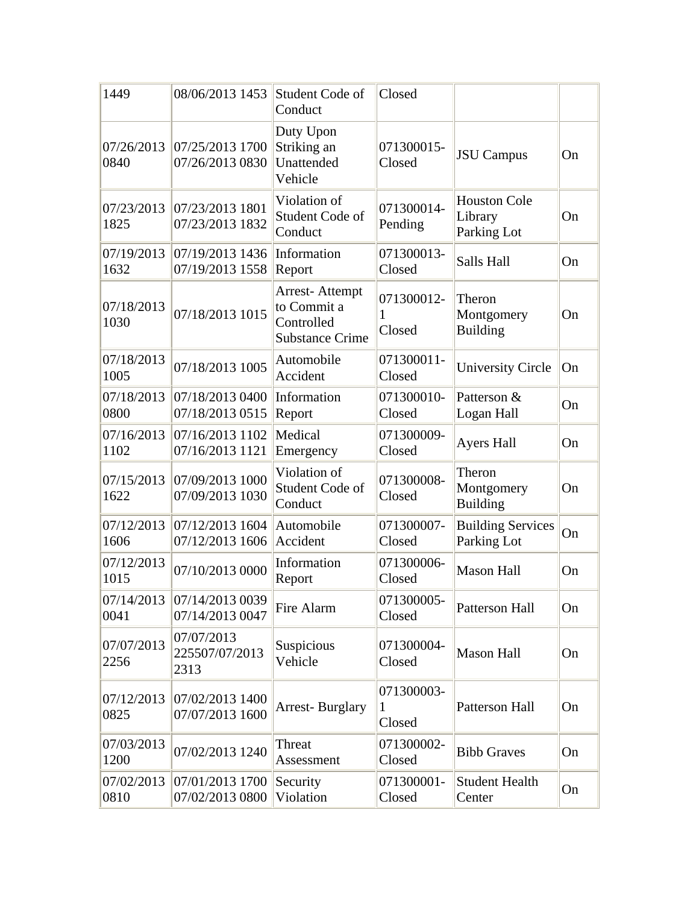| | | | | | |
|---|---|---|---|---|---|
| 1449 | 08/06/2013 1453 | Student Code of Conduct | Closed | | |
| 07/26/2013 0840 | 07/25/2013 1700 07/26/2013 0830 | Duty Upon Striking an Unattended Vehicle | 071300015-Closed | JSU Campus | On |
| 07/23/2013 1825 | 07/23/2013 1801 07/23/2013 1832 | Violation of Student Code of Conduct | 071300014-Pending | Houston Cole Library Parking Lot | On |
| 07/19/2013 1632 | 07/19/2013 1436 07/19/2013 1558 | Information Report | 071300013-Closed | Salls Hall | On |
| 07/18/2013 1030 | 07/18/2013 1015 | Arrest- Attempt to Commit a Controlled Substance Crime | 071300012-1 Closed | Theron Montgomery Building | On |
| 07/18/2013 1005 | 07/18/2013 1005 | Automobile Accident | 071300011-Closed | University Circle | On |
| 07/18/2013 0800 | 07/18/2013 0400 07/18/2013 0515 | Information Report | 071300010-Closed | Patterson & Logan Hall | On |
| 07/16/2013 1102 | 07/16/2013 1102 07/16/2013 1121 | Medical Emergency | 071300009-Closed | Ayers Hall | On |
| 07/15/2013 1622 | 07/09/2013 1000 07/09/2013 1030 | Violation of Student Code of Conduct | 071300008-Closed | Theron Montgomery Building | On |
| 07/12/2013 1606 | 07/12/2013 1604 07/12/2013 1606 | Automobile Accident | 071300007-Closed | Building Services Parking Lot | On |
| 07/12/2013 1015 | 07/10/2013 0000 | Information Report | 071300006-Closed | Mason Hall | On |
| 07/14/2013 0041 | 07/14/2013 0039 07/14/2013 0047 | Fire Alarm | 071300005-Closed | Patterson Hall | On |
| 07/07/2013 2256 | 07/07/2013 225507/07/2013 2313 | Suspicious Vehicle | 071300004-Closed | Mason Hall | On |
| 07/12/2013 0825 | 07/02/2013 1400 07/07/2013 1600 | Arrest- Burglary | 071300003-1 Closed | Patterson Hall | On |
| 07/03/2013 1200 | 07/02/2013 1240 | Threat Assessment | 071300002-Closed | Bibb Graves | On |
| 07/02/2013 0810 | 07/01/2013 1700 07/02/2013 0800 | Security Violation | 071300001-Closed | Student Health Center | On |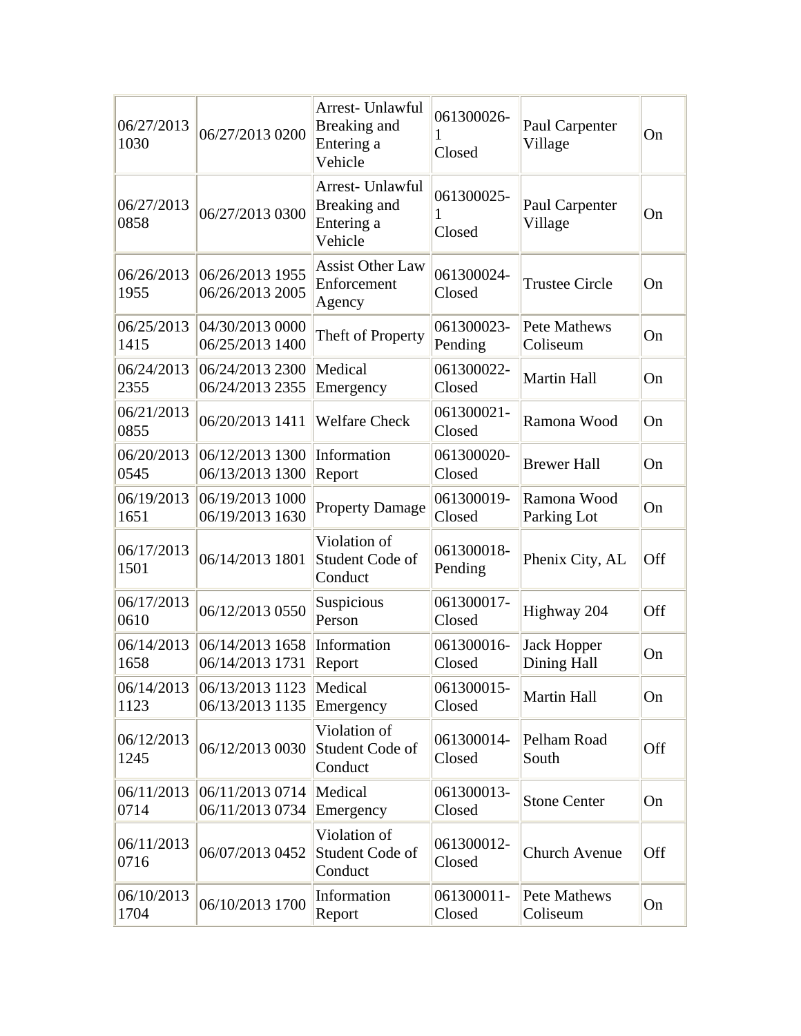| | | | | | |
|---|---|---|---|---|---|
| 06/27/2013 1030 | 06/27/2013 0200 | Arrest- Unlawful Breaking and Entering a Vehicle | 061300026-1 Closed | Paul Carpenter Village | On |
| 06/27/2013 0858 | 06/27/2013 0300 | Arrest- Unlawful Breaking and Entering a Vehicle | 061300025-1 Closed | Paul Carpenter Village | On |
| 06/26/2013 1955 | 06/26/2013 1955 06/26/2013 2005 | Assist Other Law Enforcement Agency | 061300024-Closed | Trustee Circle | On |
| 06/25/2013 1415 | 04/30/2013 0000 06/25/2013 1400 | Theft of Property | 061300023-Pending | Pete Mathews Coliseum | On |
| 06/24/2013 2355 | 06/24/2013 2300 06/24/2013 2355 | Medical Emergency | 061300022-Closed | Martin Hall | On |
| 06/21/2013 0855 | 06/20/2013 1411 | Welfare Check | 061300021-Closed | Ramona Wood | On |
| 06/20/2013 0545 | 06/12/2013 1300 06/13/2013 1300 | Information Report | 061300020-Closed | Brewer Hall | On |
| 06/19/2013 1651 | 06/19/2013 1000 06/19/2013 1630 | Property Damage | 061300019-Closed | Ramona Wood Parking Lot | On |
| 06/17/2013 1501 | 06/14/2013 1801 | Violation of Student Code of Conduct | 061300018-Pending | Phenix City, AL | Off |
| 06/17/2013 0610 | 06/12/2013 0550 | Suspicious Person | 061300017-Closed | Highway 204 | Off |
| 06/14/2013 1658 | 06/14/2013 1658 06/14/2013 1731 | Information Report | 061300016-Closed | Jack Hopper Dining Hall | On |
| 06/14/2013 1123 | 06/13/2013 1123 06/13/2013 1135 | Medical Emergency | 061300015-Closed | Martin Hall | On |
| 06/12/2013 1245 | 06/12/2013 0030 | Violation of Student Code of Conduct | 061300014-Closed | Pelham Road South | Off |
| 06/11/2013 0714 | 06/11/2013 0714 06/11/2013 0734 | Medical Emergency | 061300013-Closed | Stone Center | On |
| 06/11/2013 0716 | 06/07/2013 0452 | Violation of Student Code of Conduct | 061300012-Closed | Church Avenue | Off |
| 06/10/2013 1704 | 06/10/2013 1700 | Information Report | 061300011-Closed | Pete Mathews Coliseum | On |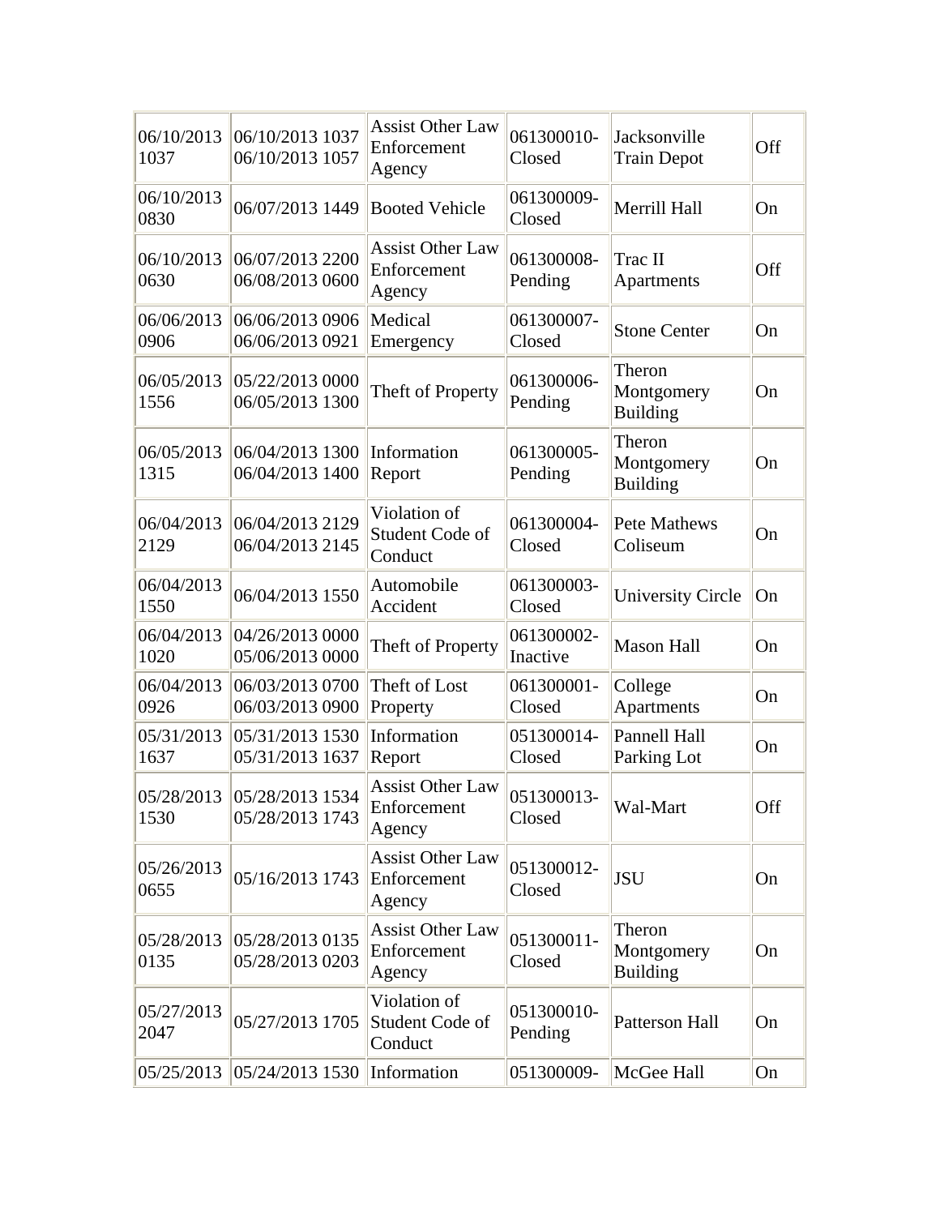| | | | | | |
|---|---|---|---|---|---|
| 06/10/2013 1037 | 06/10/2013 1037 06/10/2013 1057 | Assist Other Law Enforcement Agency | 061300010-Closed | Jacksonville Train Depot | Off |
| 06/10/2013 0830 | 06/07/2013 1449 | Booted Vehicle | 061300009-Closed | Merrill Hall | On |
| 06/10/2013 0630 | 06/07/2013 2200 06/08/2013 0600 | Assist Other Law Enforcement Agency | 061300008-Pending | Trac II Apartments | Off |
| 06/06/2013 0906 | 06/06/2013 0906 06/06/2013 0921 | Medical Emergency | 061300007-Closed | Stone Center | On |
| 06/05/2013 1556 | 05/22/2013 0000 06/05/2013 1300 | Theft of Property | 061300006-Pending | Theron Montgomery Building | On |
| 06/05/2013 1315 | 06/04/2013 1300 06/04/2013 1400 | Information Report | 061300005-Pending | Theron Montgomery Building | On |
| 06/04/2013 2129 | 06/04/2013 2129 06/04/2013 2145 | Violation of Student Code of Conduct | 061300004-Closed | Pete Mathews Coliseum | On |
| 06/04/2013 1550 | 06/04/2013 1550 | Automobile Accident | 061300003-Closed | University Circle | On |
| 06/04/2013 1020 | 04/26/2013 0000 05/06/2013 0000 | Theft of Property | 061300002-Inactive | Mason Hall | On |
| 06/04/2013 0926 | 06/03/2013 0700 06/03/2013 0900 | Theft of Lost Property | 061300001-Closed | College Apartments | On |
| 05/31/2013 1637 | 05/31/2013 1530 05/31/2013 1637 | Information Report | 051300014-Closed | Pannell Hall Parking Lot | On |
| 05/28/2013 1530 | 05/28/2013 1534 05/28/2013 1743 | Assist Other Law Enforcement Agency | 051300013-Closed | Wal-Mart | Off |
| 05/26/2013 0655 | 05/16/2013 1743 | Assist Other Law Enforcement Agency | 051300012-Closed | JSU | On |
| 05/28/2013 0135 | 05/28/2013 0135 05/28/2013 0203 | Assist Other Law Enforcement Agency | 051300011-Closed | Theron Montgomery Building | On |
| 05/27/2013 2047 | 05/27/2013 1705 | Violation of Student Code of Conduct | 051300010-Pending | Patterson Hall | On |
| 05/25/2013 | 05/24/2013 1530 | Information | 051300009- | McGee Hall | On |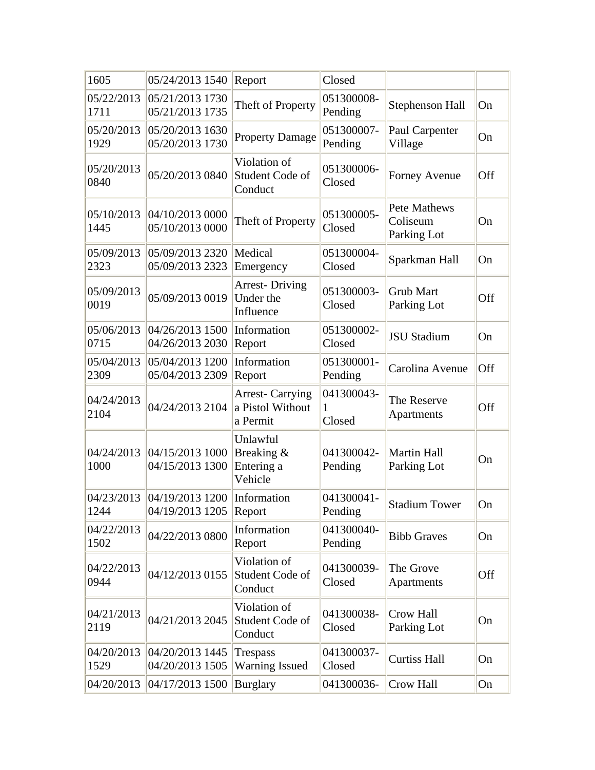| 1605 | 05/24/2013 1540 | Report | Closed | | |
|---|---|---|---|---|---|
| 05/22/2013 1711 | 05/21/2013 1730 05/21/2013 1735 | Theft of Property | 051300008-Pending | Stephenson Hall | On |
| 05/20/2013 1929 | 05/20/2013 1630 05/20/2013 1730 | Property Damage | 051300007-Pending | Paul Carpenter Village | On |
| 05/20/2013 0840 | 05/20/2013 0840 | Violation of Student Code of Conduct | 051300006-Closed | Forney Avenue | Off |
| 05/10/2013 1445 | 04/10/2013 0000 05/10/2013 0000 | Theft of Property | 051300005-Closed | Pete Mathews Coliseum Parking Lot | On |
| 05/09/2013 2323 | 05/09/2013 2320 05/09/2013 2323 | Medical Emergency | 051300004-Closed | Sparkman Hall | On |
| 05/09/2013 0019 | 05/09/2013 0019 | Arrest- Driving Under the Influence | 051300003-Closed | Grub Mart Parking Lot | Off |
| 05/06/2013 0715 | 04/26/2013 1500 04/26/2013 2030 | Information Report | 051300002-Closed | JSU Stadium | On |
| 05/04/2013 2309 | 05/04/2013 1200 05/04/2013 2309 | Information Report | 051300001-Pending | Carolina Avenue | Off |
| 04/24/2013 2104 | 04/24/2013 2104 | Arrest- Carrying a Pistol Without a Permit | 041300043-1 Closed | The Reserve Apartments | Off |
| 04/24/2013 1000 | 04/15/2013 1000 04/15/2013 1300 | Unlawful Breaking & Entering a Vehicle | 041300042-Pending | Martin Hall Parking Lot | On |
| 04/23/2013 1244 | 04/19/2013 1200 04/19/2013 1205 | Information Report | 041300041-Pending | Stadium Tower | On |
| 04/22/2013 1502 | 04/22/2013 0800 | Information Report | 041300040-Pending | Bibb Graves | On |
| 04/22/2013 0944 | 04/12/2013 0155 | Violation of Student Code of Conduct | 041300039-Closed | The Grove Apartments | Off |
| 04/21/2013 2119 | 04/21/2013 2045 | Violation of Student Code of Conduct | 041300038-Closed | Crow Hall Parking Lot | On |
| 04/20/2013 1529 | 04/20/2013 1445 04/20/2013 1505 | Trespass Warning Issued | 041300037-Closed | Curtiss Hall | On |
| 04/20/2013 | 04/17/2013 1500 | Burglary | 041300036- | Crow Hall | On |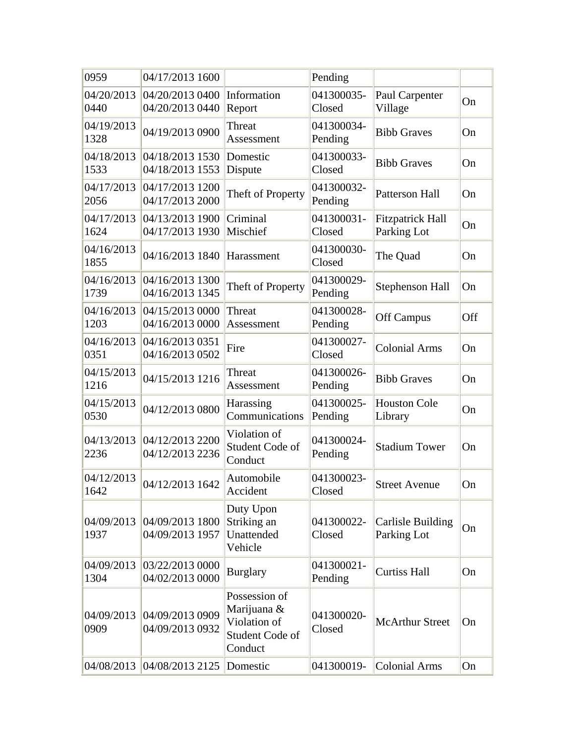| | | | | | |
|---|---|---|---|---|---|
| 0959 | 04/17/2013 1600 | | Pending | | |
| 04/20/2013 0440 | 04/20/2013 0400 04/20/2013 0440 | Information Report | 041300035-Closed | Paul Carpenter Village | On |
| 04/19/2013 1328 | 04/19/2013 0900 | Threat Assessment | 041300034-Pending | Bibb Graves | On |
| 04/18/2013 1533 | 04/18/2013 1530 04/18/2013 1553 | Domestic Dispute | 041300033-Closed | Bibb Graves | On |
| 04/17/2013 2056 | 04/17/2013 1200 04/17/2013 2000 | Theft of Property | 041300032-Pending | Patterson Hall | On |
| 04/17/2013 1624 | 04/13/2013 1900 04/17/2013 1930 | Criminal Mischief | 041300031-Closed | Fitzpatrick Hall Parking Lot | On |
| 04/16/2013 1855 | 04/16/2013 1840 | Harassment | 041300030-Closed | The Quad | On |
| 04/16/2013 1739 | 04/16/2013 1300 04/16/2013 1345 | Theft of Property | 041300029-Pending | Stephenson Hall | On |
| 04/16/2013 1203 | 04/15/2013 0000 04/16/2013 0000 | Threat Assessment | 041300028-Pending | Off Campus | Off |
| 04/16/2013 0351 | 04/16/2013 0351 04/16/2013 0502 | Fire | 041300027-Closed | Colonial Arms | On |
| 04/15/2013 1216 | 04/15/2013 1216 | Threat Assessment | 041300026-Pending | Bibb Graves | On |
| 04/15/2013 0530 | 04/12/2013 0800 | Harassing Communications | 041300025-Pending | Houston Cole Library | On |
| 04/13/2013 2236 | 04/12/2013 2200 04/12/2013 2236 | Violation of Student Code of Conduct | 041300024-Pending | Stadium Tower | On |
| 04/12/2013 1642 | 04/12/2013 1642 | Automobile Accident | 041300023-Closed | Street Avenue | On |
| 04/09/2013 1937 | 04/09/2013 1800 04/09/2013 1957 | Duty Upon Striking an Unattended Vehicle | 041300022-Closed | Carlisle Building Parking Lot | On |
| 04/09/2013 1304 | 03/22/2013 0000 04/02/2013 0000 | Burglary | 041300021-Pending | Curtiss Hall | On |
| 04/09/2013 0909 | 04/09/2013 0909 04/09/2013 0932 | Possession of Marijuana & Violation of Student Code of Conduct | 041300020-Closed | McArthur Street | On |
| 04/08/2013 | 04/08/2013 2125 | Domestic | 041300019- | Colonial Arms | On |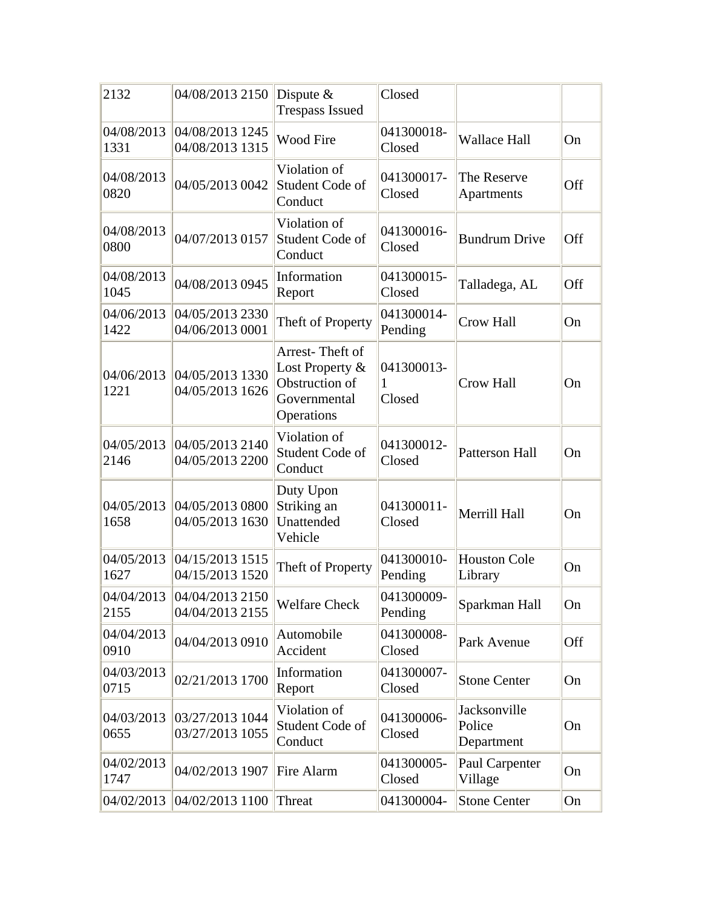| | | | | | |
|---|---|---|---|---|---|
| 2132 | 04/08/2013 2150 | Dispute & Trespass Issued | Closed | | |
| 04/08/2013 1331 | 04/08/2013 1245 04/08/2013 1315 | Wood Fire | 041300018-Closed | Wallace Hall | On |
| 04/08/2013 0820 | 04/05/2013 0042 | Violation of Student Code of Conduct | 041300017-Closed | The Reserve Apartments | Off |
| 04/08/2013 0800 | 04/07/2013 0157 | Violation of Student Code of Conduct | 041300016-Closed | Bundrum Drive | Off |
| 04/08/2013 1045 | 04/08/2013 0945 | Information Report | 041300015-Closed | Talladega, AL | Off |
| 04/06/2013 1422 | 04/05/2013 2330 04/06/2013 0001 | Theft of Property | 041300014-Pending | Crow Hall | On |
| 04/06/2013 1221 | 04/05/2013 1330 04/05/2013 1626 | Arrest- Theft of Lost Property & Obstruction of Governmental Operations | 041300013-1 Closed | Crow Hall | On |
| 04/05/2013 2146 | 04/05/2013 2140 04/05/2013 2200 | Violation of Student Code of Conduct | 041300012-Closed | Patterson Hall | On |
| 04/05/2013 1658 | 04/05/2013 0800 04/05/2013 1630 | Duty Upon Striking an Unattended Vehicle | 041300011-Closed | Merrill Hall | On |
| 04/05/2013 1627 | 04/15/2013 1515 04/15/2013 1520 | Theft of Property | 041300010-Pending | Houston Cole Library | On |
| 04/04/2013 2155 | 04/04/2013 2150 04/04/2013 2155 | Welfare Check | 041300009-Pending | Sparkman Hall | On |
| 04/04/2013 0910 | 04/04/2013 0910 | Automobile Accident | 041300008-Closed | Park Avenue | Off |
| 04/03/2013 0715 | 02/21/2013 1700 | Information Report | 041300007-Closed | Stone Center | On |
| 04/03/2013 0655 | 03/27/2013 1044 03/27/2013 1055 | Violation of Student Code of Conduct | 041300006-Closed | Jacksonville Police Department | On |
| 04/02/2013 1747 | 04/02/2013 1907 | Fire Alarm | 041300005-Closed | Paul Carpenter Village | On |
| 04/02/2013 | 04/02/2013 1100 | Threat | 041300004- | Stone Center | On |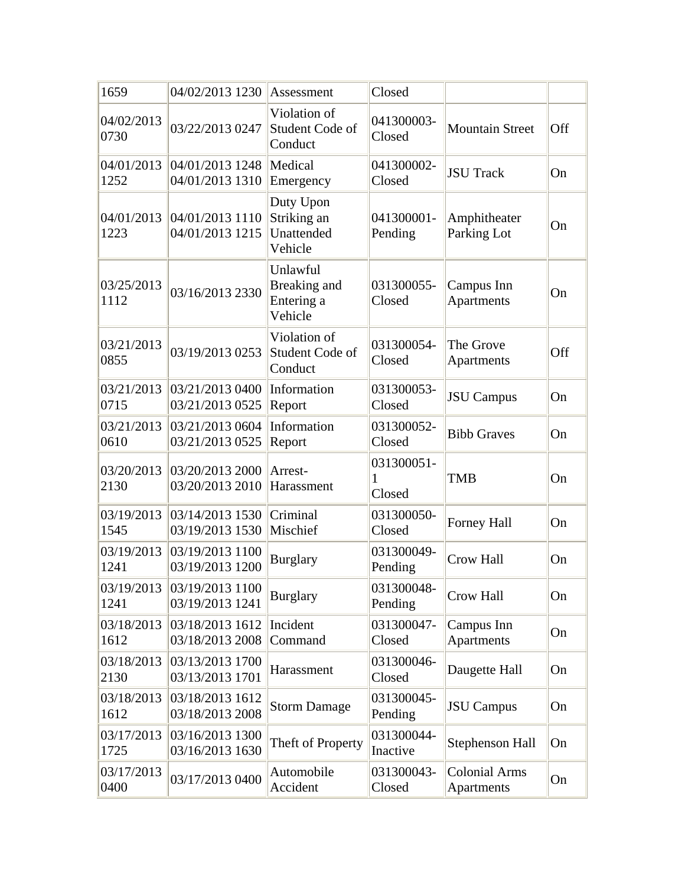| | | | | | |
|---|---|---|---|---|---|
| 1659 | 04/02/2013 1230 | Assessment | Closed | | |
| 04/02/2013 0730 | 03/22/2013 0247 | Violation of Student Code of Conduct | 041300003-Closed | Mountain Street | Off |
| 04/01/2013 1252 | 04/01/2013 1248 04/01/2013 1310 | Medical Emergency | 041300002-Closed | JSU Track | On |
| 04/01/2013 1223 | 04/01/2013 1110 04/01/2013 1215 | Duty Upon Striking an Unattended Vehicle | 041300001-Pending | Amphitheater Parking Lot | On |
| 03/25/2013 1112 | 03/16/2013 2330 | Unlawful Breaking and Entering a Vehicle | 031300055-Closed | Campus Inn Apartments | On |
| 03/21/2013 0855 | 03/19/2013 0253 | Violation of Student Code of Conduct | 031300054-Closed | The Grove Apartments | Off |
| 03/21/2013 0715 | 03/21/2013 0400 03/21/2013 0525 | Information Report | 031300053-Closed | JSU Campus | On |
| 03/21/2013 0610 | 03/21/2013 0604 03/21/2013 0525 | Information Report | 031300052-Closed | Bibb Graves | On |
| 03/20/2013 2130 | 03/20/2013 2000 03/20/2013 2010 | Arrest-Harassment | 031300051-1 Closed | TMB | On |
| 03/19/2013 1545 | 03/14/2013 1530 03/19/2013 1530 | Criminal Mischief | 031300050-Closed | Forney Hall | On |
| 03/19/2013 1241 | 03/19/2013 1100 03/19/2013 1200 | Burglary | 031300049-Pending | Crow Hall | On |
| 03/19/2013 1241 | 03/19/2013 1100 03/19/2013 1241 | Burglary | 031300048-Pending | Crow Hall | On |
| 03/18/2013 1612 | 03/18/2013 1612 03/18/2013 2008 | Incident Command | 031300047-Closed | Campus Inn Apartments | On |
| 03/18/2013 2130 | 03/13/2013 1700 03/13/2013 1701 | Harassment | 031300046-Closed | Daugette Hall | On |
| 03/18/2013 1612 | 03/18/2013 1612 03/18/2013 2008 | Storm Damage | 031300045-Pending | JSU Campus | On |
| 03/17/2013 1725 | 03/16/2013 1300 03/16/2013 1630 | Theft of Property | 031300044-Inactive | Stephenson Hall | On |
| 03/17/2013 0400 | 03/17/2013 0400 | Automobile Accident | 031300043-Closed | Colonial Arms Apartments | On |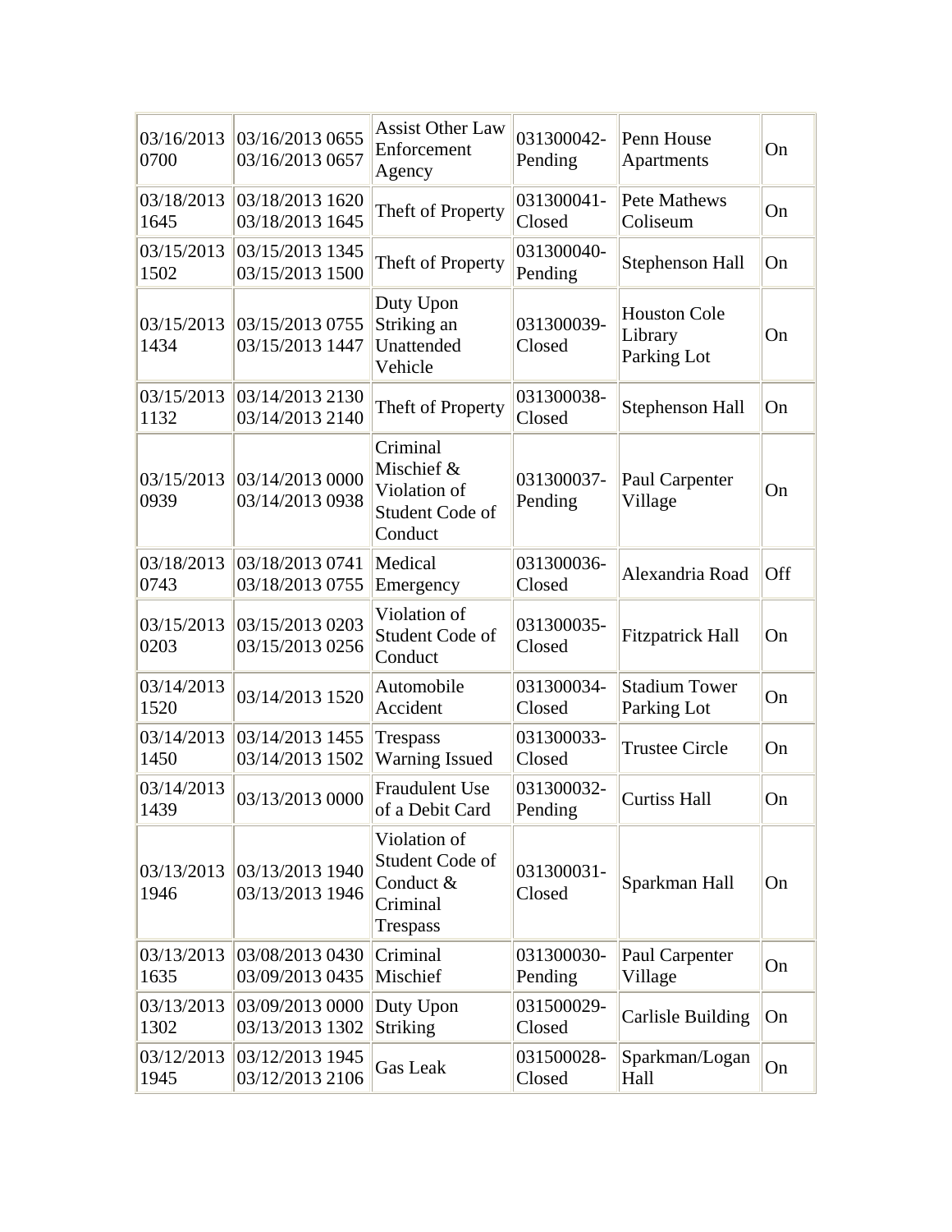| | | | | | |
|---|---|---|---|---|---|
| 03/16/2013 0700 | 03/16/2013 0655 03/16/2013 0657 | Assist Other Law Enforcement Agency | 031300042-Pending | Penn House Apartments | On |
| 03/18/2013 1645 | 03/18/2013 1620 03/18/2013 1645 | Theft of Property | 031300041-Closed | Pete Mathews Coliseum | On |
| 03/15/2013 1502 | 03/15/2013 1345 03/15/2013 1500 | Theft of Property | 031300040-Pending | Stephenson Hall | On |
| 03/15/2013 1434 | 03/15/2013 0755 03/15/2013 1447 | Duty Upon Striking an Unattended Vehicle | 031300039-Closed | Houston Cole Library Parking Lot | On |
| 03/15/2013 1132 | 03/14/2013 2130 03/14/2013 2140 | Theft of Property | 031300038-Closed | Stephenson Hall | On |
| 03/15/2013 0939 | 03/14/2013 0000 03/14/2013 0938 | Criminal Mischief & Violation of Student Code of Conduct | 031300037-Pending | Paul Carpenter Village | On |
| 03/18/2013 0743 | 03/18/2013 0741 03/18/2013 0755 | Medical Emergency | 031300036-Closed | Alexandria Road | Off |
| 03/15/2013 0203 | 03/15/2013 0203 03/15/2013 0256 | Violation of Student Code of Conduct | 031300035-Closed | Fitzpatrick Hall | On |
| 03/14/2013 1520 | 03/14/2013 1520 | Automobile Accident | 031300034-Closed | Stadium Tower Parking Lot | On |
| 03/14/2013 1450 | 03/14/2013 1455 03/14/2013 1502 | Trespass Warning Issued | 031300033-Closed | Trustee Circle | On |
| 03/14/2013 1439 | 03/13/2013 0000 | Fraudulent Use of a Debit Card | 031300032-Pending | Curtiss Hall | On |
| 03/13/2013 1946 | 03/13/2013 1940 03/13/2013 1946 | Violation of Student Code of Conduct & Criminal Trespass | 031300031-Closed | Sparkman Hall | On |
| 03/13/2013 1635 | 03/08/2013 0430 03/09/2013 0435 | Criminal Mischief | 031300030-Pending | Paul Carpenter Village | On |
| 03/13/2013 1302 | 03/09/2013 0000 03/13/2013 1302 | Duty Upon Striking | 031500029-Closed | Carlisle Building | On |
| 03/12/2013 1945 | 03/12/2013 1945 03/12/2013 2106 | Gas Leak | 031500028-Closed | Sparkman/Logan Hall | On |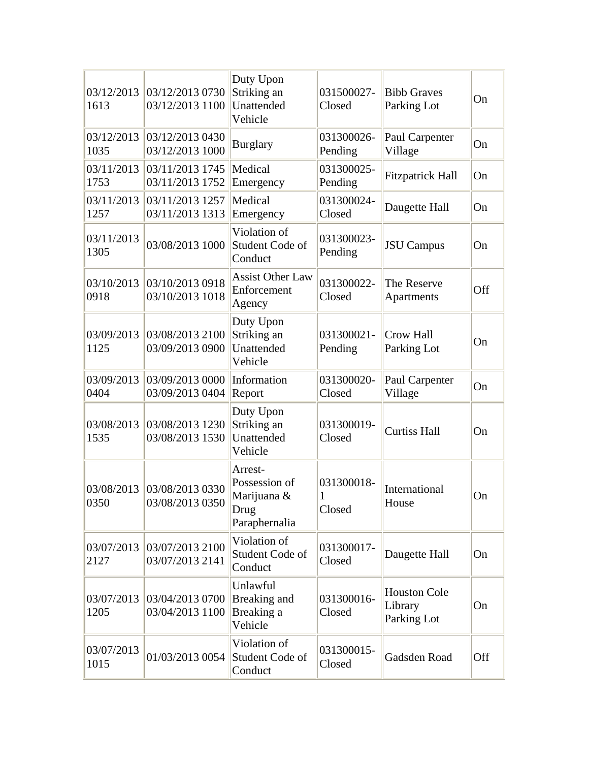| | | | | | |
|---|---|---|---|---|---|
| 03/12/2013 1613 | 03/12/2013 0730 03/12/2013 1100 | Duty Upon Striking an Unattended Vehicle | 031500027-Closed | Bibb Graves Parking Lot | On |
| 03/12/2013 1035 | 03/12/2013 0430 03/12/2013 1000 | Burglary | 031300026-Pending | Paul Carpenter Village | On |
| 03/11/2013 1753 | 03/11/2013 1745 03/11/2013 1752 | Medical Emergency | 031300025-Pending | Fitzpatrick Hall | On |
| 03/11/2013 1257 | 03/11/2013 1257 03/11/2013 1313 | Medical Emergency | 031300024-Closed | Daugette Hall | On |
| 03/11/2013 1305 | 03/08/2013 1000 | Violation of Student Code of Conduct | 031300023-Pending | JSU Campus | On |
| 03/10/2013 0918 | 03/10/2013 0918 03/10/2013 1018 | Assist Other Law Enforcement Agency | 031300022-Closed | The Reserve Apartments | Off |
| 03/09/2013 1125 | 03/08/2013 2100 03/09/2013 0900 | Duty Upon Striking an Unattended Vehicle | 031300021-Pending | Crow Hall Parking Lot | On |
| 03/09/2013 0404 | 03/09/2013 0000 03/09/2013 0404 | Information Report | 031300020-Closed | Paul Carpenter Village | On |
| 03/08/2013 1535 | 03/08/2013 1230 03/08/2013 1530 | Duty Upon Striking an Unattended Vehicle | 031300019-Closed | Curtiss Hall | On |
| 03/08/2013 0350 | 03/08/2013 0330 03/08/2013 0350 | Arrest-Possession of Marijuana & Drug Paraphernalia | 031300018-1 Closed | International House | On |
| 03/07/2013 2127 | 03/07/2013 2100 03/07/2013 2141 | Violation of Student Code of Conduct | 031300017-Closed | Daugette Hall | On |
| 03/07/2013 1205 | 03/04/2013 0700 03/04/2013 1100 | Unlawful Breaking and Breaking a Vehicle | 031300016-Closed | Houston Cole Library Parking Lot | On |
| 03/07/2013 1015 | 01/03/2013 0054 | Violation of Student Code of Conduct | 031300015-Closed | Gadsden Road | Off |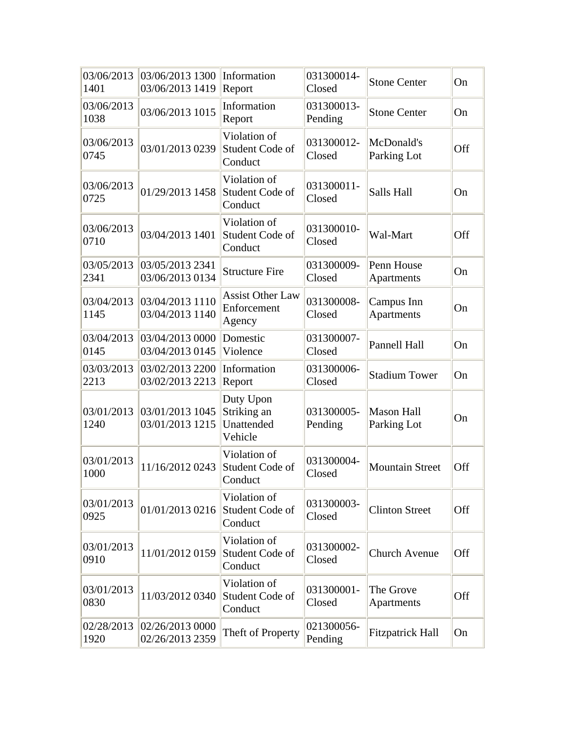| | | | | | |
|---|---|---|---|---|---|
| 03/06/2013 1401 | 03/06/2013 1300 03/06/2013 1419 | Information Report | 031300014-Closed | Stone Center | On |
| 03/06/2013 1038 | 03/06/2013 1015 | Information Report | 031300013-Pending | Stone Center | On |
| 03/06/2013 0745 | 03/01/2013 0239 | Violation of Student Code of Conduct | 031300012-Closed | McDonald's Parking Lot | Off |
| 03/06/2013 0725 | 01/29/2013 1458 | Violation of Student Code of Conduct | 031300011-Closed | Salls Hall | On |
| 03/06/2013 0710 | 03/04/2013 1401 | Violation of Student Code of Conduct | 031300010-Closed | Wal-Mart | Off |
| 03/05/2013 2341 | 03/05/2013 2341 03/06/2013 0134 | Structure Fire | 031300009-Closed | Penn House Apartments | On |
| 03/04/2013 1145 | 03/04/2013 1110 03/04/2013 1140 | Assist Other Law Enforcement Agency | 031300008-Closed | Campus Inn Apartments | On |
| 03/04/2013 0145 | 03/04/2013 0000 03/04/2013 0145 | Domestic Violence | 031300007-Closed | Pannell Hall | On |
| 03/03/2013 2213 | 03/02/2013 2200 03/02/2013 2213 | Information Report | 031300006-Closed | Stadium Tower | On |
| 03/01/2013 1240 | 03/01/2013 1045 03/01/2013 1215 | Duty Upon Striking an Unattended Vehicle | 031300005-Pending | Mason Hall Parking Lot | On |
| 03/01/2013 1000 | 11/16/2012 0243 | Violation of Student Code of Conduct | 031300004-Closed | Mountain Street | Off |
| 03/01/2013 0925 | 01/01/2013 0216 | Violation of Student Code of Conduct | 031300003-Closed | Clinton Street | Off |
| 03/01/2013 0910 | 11/01/2012 0159 | Violation of Student Code of Conduct | 031300002-Closed | Church Avenue | Off |
| 03/01/2013 0830 | 11/03/2012 0340 | Violation of Student Code of Conduct | 031300001-Closed | The Grove Apartments | Off |
| 02/28/2013 1920 | 02/26/2013 0000 02/26/2013 2359 | Theft of Property | 021300056-Pending | Fitzpatrick Hall | On |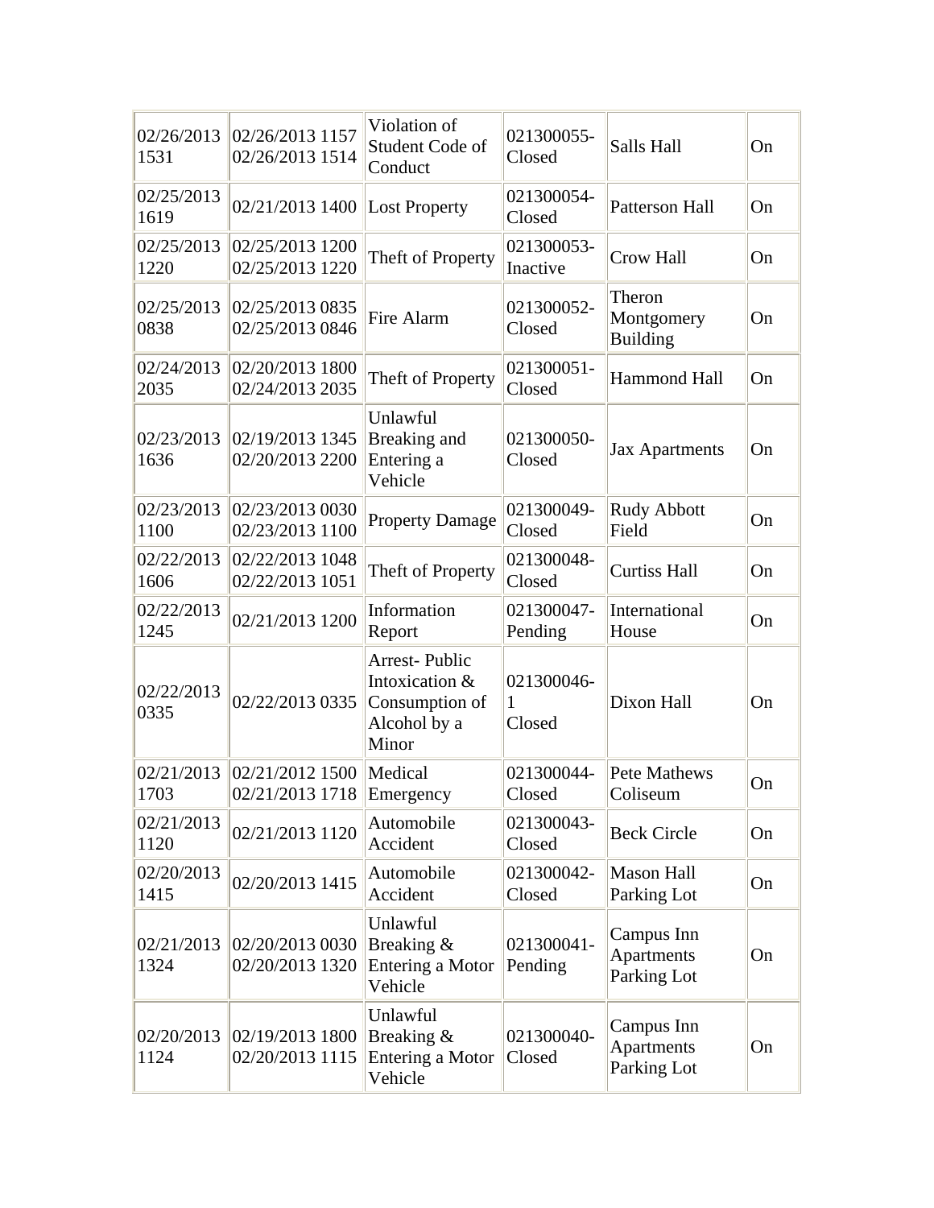| 02/26/2013 1531 | 02/26/2013 1157 02/26/2013 1514 | Violation of Student Code of Conduct | 021300055-Closed | Salls Hall | On |
|---|---|---|---|---|---|
| 02/25/2013 1619 | 02/21/2013 1400 | Lost Property | 021300054-Closed | Patterson Hall | On |
| 02/25/2013 1220 | 02/25/2013 1200 02/25/2013 1220 | Theft of Property | 021300053-Inactive | Crow Hall | On |
| 02/25/2013 0838 | 02/25/2013 0835 02/25/2013 0846 | Fire Alarm | 021300052-Closed | Theron Montgomery Building | On |
| 02/24/2013 2035 | 02/20/2013 1800 02/24/2013 2035 | Theft of Property | 021300051-Closed | Hammond Hall | On |
| 02/23/2013 1636 | 02/19/2013 1345 02/20/2013 2200 | Unlawful Breaking and Entering a Vehicle | 021300050-Closed | Jax Apartments | On |
| 02/23/2013 1100 | 02/23/2013 0030 02/23/2013 1100 | Property Damage | 021300049-Closed | Rudy Abbott Field | On |
| 02/22/2013 1606 | 02/22/2013 1048 02/22/2013 1051 | Theft of Property | 021300048-Closed | Curtiss Hall | On |
| 02/22/2013 1245 | 02/21/2013 1200 | Information Report | 021300047-Pending | International House | On |
| 02/22/2013 0335 | 02/22/2013 0335 | Arrest- Public Intoxication & Consumption of Alcohol by a Minor | 021300046-1 Closed | Dixon Hall | On |
| 02/21/2013 1703 | 02/21/2012 1500 02/21/2013 1718 | Medical Emergency | 021300044-Closed | Pete Mathews Coliseum | On |
| 02/21/2013 1120 | 02/21/2013 1120 | Automobile Accident | 021300043-Closed | Beck Circle | On |
| 02/20/2013 1415 | 02/20/2013 1415 | Automobile Accident | 021300042-Closed | Mason Hall Parking Lot | On |
| 02/21/2013 1324 | 02/20/2013 0030 02/20/2013 1320 | Unlawful Breaking & Entering a Motor Vehicle | 021300041-Pending | Campus Inn Apartments Parking Lot | On |
| 02/20/2013 1124 | 02/19/2013 1800 02/20/2013 1115 | Unlawful Breaking & Entering a Motor Vehicle | 021300040-Closed | Campus Inn Apartments Parking Lot | On |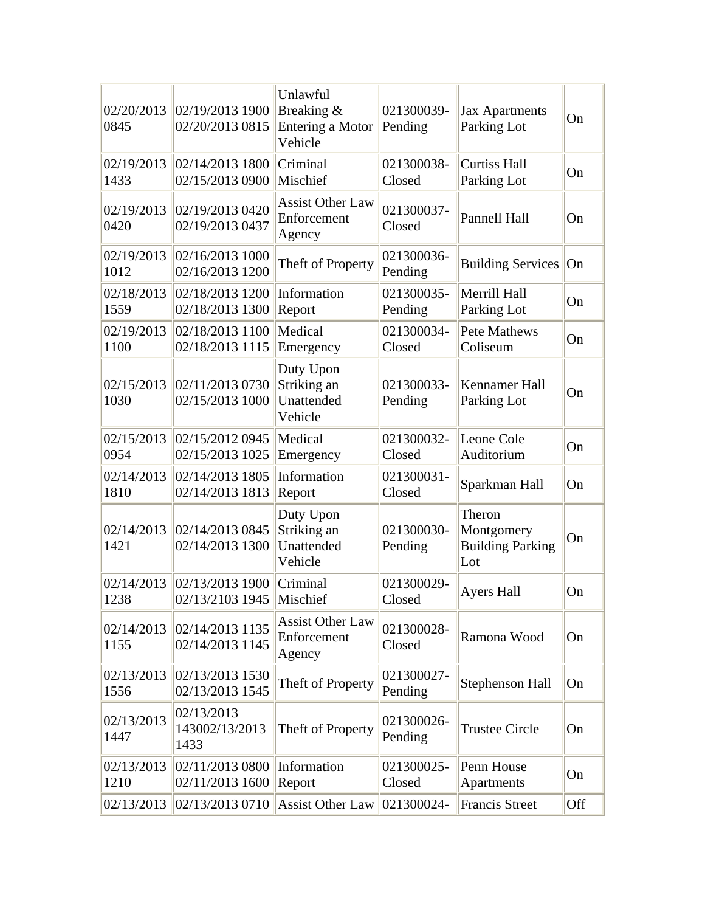| | | | | | |
|---|---|---|---|---|---|
| 02/20/2013 0845 | 02/19/2013 1900 02/20/2013 0815 | Unlawful Breaking & Entering a Motor Vehicle | 021300039-Pending | Jax Apartments Parking Lot | On |
| 02/19/2013 1433 | 02/14/2013 1800 02/15/2013 0900 | Criminal Mischief | 021300038-Closed | Curtiss Hall Parking Lot | On |
| 02/19/2013 0420 | 02/19/2013 0420 02/19/2013 0437 | Assist Other Law Enforcement Agency | 021300037-Closed | Pannell Hall | On |
| 02/19/2013 1012 | 02/16/2013 1000 02/16/2013 1200 | Theft of Property | 021300036-Pending | Building Services | On |
| 02/18/2013 1559 | 02/18/2013 1200 02/18/2013 1300 | Information Report | 021300035-Pending | Merrill Hall Parking Lot | On |
| 02/19/2013 1100 | 02/18/2013 1100 02/18/2013 1115 | Medical Emergency | 021300034-Closed | Pete Mathews Coliseum | On |
| 02/15/2013 1030 | 02/11/2013 0730 02/15/2013 1000 | Duty Upon Striking an Unattended Vehicle | 021300033-Pending | Kennamer Hall Parking Lot | On |
| 02/15/2013 0954 | 02/15/2012 0945 02/15/2013 1025 | Medical Emergency | 021300032-Closed | Leone Cole Auditorium | On |
| 02/14/2013 1810 | 02/14/2013 1805 02/14/2013 1813 | Information Report | 021300031-Closed | Sparkman Hall | On |
| 02/14/2013 1421 | 02/14/2013 0845 02/14/2013 1300 | Duty Upon Striking an Unattended Vehicle | 021300030-Pending | Theron Montgomery Building Parking Lot | On |
| 02/14/2013 1238 | 02/13/2013 1900 02/13/2103 1945 | Criminal Mischief | 021300029-Closed | Ayers Hall | On |
| 02/14/2013 1155 | 02/14/2013 1135 02/14/2013 1145 | Assist Other Law Enforcement Agency | 021300028-Closed | Ramona Wood | On |
| 02/13/2013 1556 | 02/13/2013 1530 02/13/2013 1545 | Theft of Property | 021300027-Pending | Stephenson Hall | On |
| 02/13/2013 1447 | 02/13/2013 143002/13/2013 1433 | Theft of Property | 021300026-Pending | Trustee Circle | On |
| 02/13/2013 1210 | 02/11/2013 0800 02/11/2013 1600 | Information Report | 021300025-Closed | Penn House Apartments | On |
| 02/13/2013 | 02/13/2013 0710 | Assist Other Law | 021300024- | Francis Street | Off |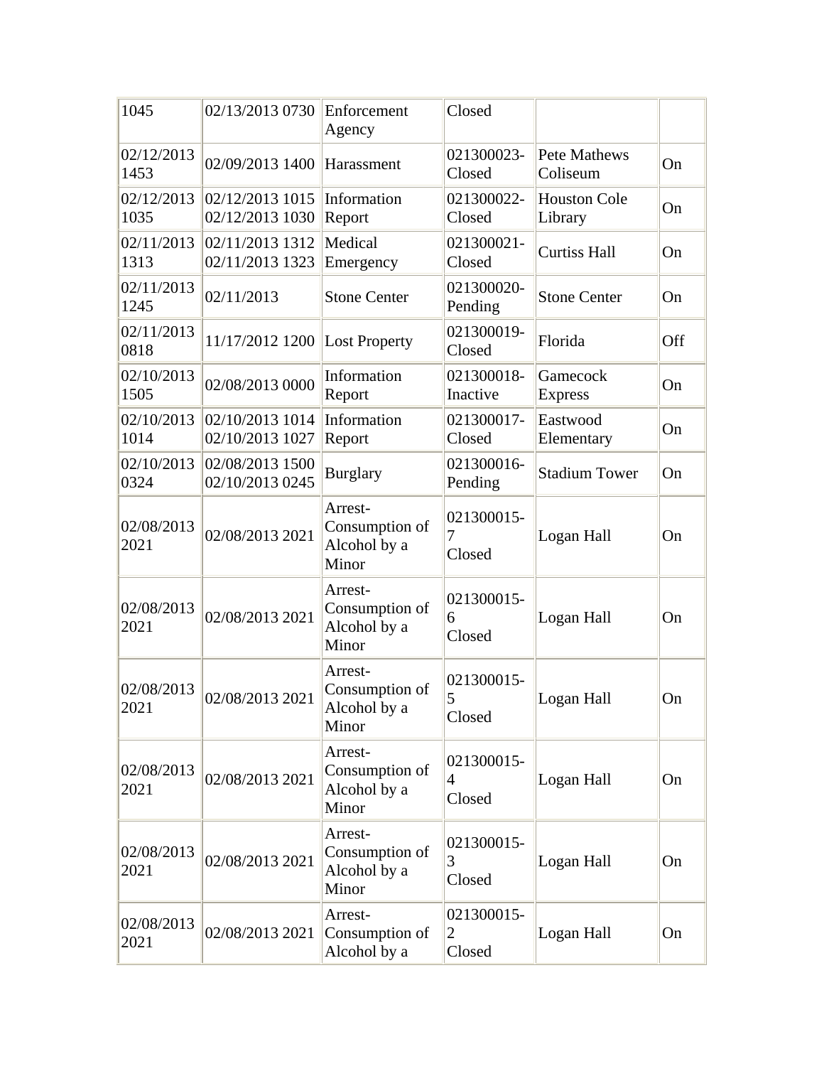| 1045 | 02/13/2013 0730 | Enforcement Agency | Closed | | |
|---|---|---|---|---|---|
| 02/12/2013 1453 | 02/09/2013 1400 | Harassment | 021300023-Closed | Pete Mathews Coliseum | On |
| 02/12/2013 1035 | 02/12/2013 1015 02/12/2013 1030 | Information Report | 021300022-Closed | Houston Cole Library | On |
| 02/11/2013 1313 | 02/11/2013 1312 02/11/2013 1323 | Medical Emergency | 021300021-Closed | Curtiss Hall | On |
| 02/11/2013 1245 | 02/11/2013 | Stone Center | 021300020-Pending | Stone Center | On |
| 02/11/2013 0818 | 11/17/2012 1200 | Lost Property | 021300019-Closed | Florida | Off |
| 02/10/2013 1505 | 02/08/2013 0000 | Information Report | 021300018-Inactive | Gamecock Express | On |
| 02/10/2013 1014 | 02/10/2013 1014 02/10/2013 1027 | Information Report | 021300017-Closed | Eastwood Elementary | On |
| 02/10/2013 0324 | 02/08/2013 1500 02/10/2013 0245 | Burglary | 021300016-Pending | Stadium Tower | On |
| 02/08/2013 2021 | 02/08/2013 2021 | Arrest-Consumption of Alcohol by a Minor | 021300015-7 Closed | Logan Hall | On |
| 02/08/2013 2021 | 02/08/2013 2021 | Arrest-Consumption of Alcohol by a Minor | 021300015-6 Closed | Logan Hall | On |
| 02/08/2013 2021 | 02/08/2013 2021 | Arrest-Consumption of Alcohol by a Minor | 021300015-5 Closed | Logan Hall | On |
| 02/08/2013 2021 | 02/08/2013 2021 | Arrest-Consumption of Alcohol by a Minor | 021300015-4 Closed | Logan Hall | On |
| 02/08/2013 2021 | 02/08/2013 2021 | Arrest-Consumption of Alcohol by a Minor | 021300015-3 Closed | Logan Hall | On |
| 02/08/2013 2021 | 02/08/2013 2021 | Arrest-Consumption of Alcohol by a | 021300015-2 Closed | Logan Hall | On |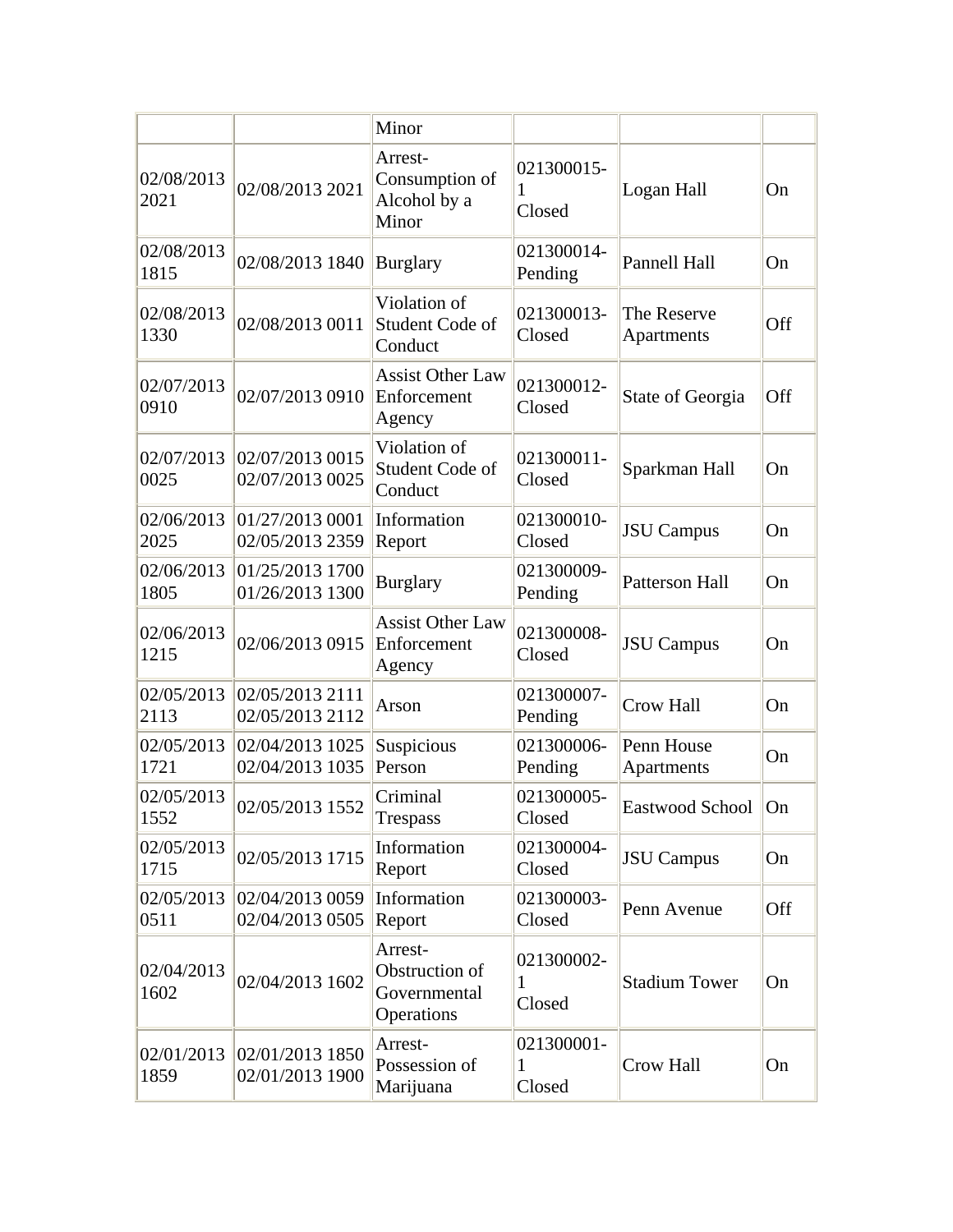| | | Minor | | | |
|---|---|---|---|---|---|
| 02/08/2013 2021 | 02/08/2013 2021 | Arrest-Consumption of Alcohol by a Minor | 021300015-1 Closed | Logan Hall | On |
| 02/08/2013 1815 | 02/08/2013 1840 | Burglary | 021300014-Pending | Pannell Hall | On |
| 02/08/2013 1330 | 02/08/2013 0011 | Violation of Student Code of Conduct | 021300013-Closed | The Reserve Apartments | Off |
| 02/07/2013 0910 | 02/07/2013 0910 | Assist Other Law Enforcement Agency | 021300012-Closed | State of Georgia | Off |
| 02/07/2013 0025 | 02/07/2013 0015 02/07/2013 0025 | Violation of Student Code of Conduct | 021300011-Closed | Sparkman Hall | On |
| 02/06/2013 2025 | 01/27/2013 0001 02/05/2013 2359 | Information Report | 021300010-Closed | JSU Campus | On |
| 02/06/2013 1805 | 01/25/2013 1700 01/26/2013 1300 | Burglary | 021300009-Pending | Patterson Hall | On |
| 02/06/2013 1215 | 02/06/2013 0915 | Assist Other Law Enforcement Agency | 021300008-Closed | JSU Campus | On |
| 02/05/2013 2113 | 02/05/2013 2111 02/05/2013 2112 | Arson | 021300007-Pending | Crow Hall | On |
| 02/05/2013 1721 | 02/04/2013 1025 02/04/2013 1035 | Suspicious Person | 021300006-Pending | Penn House Apartments | On |
| 02/05/2013 1552 | 02/05/2013 1552 | Criminal Trespass | 021300005-Closed | Eastwood School | On |
| 02/05/2013 1715 | 02/05/2013 1715 | Information Report | 021300004-Closed | JSU Campus | On |
| 02/05/2013 0511 | 02/04/2013 0059 02/04/2013 0505 | Information Report | 021300003-Closed | Penn Avenue | Off |
| 02/04/2013 1602 | 02/04/2013 1602 | Arrest-Obstruction of Governmental Operations | 021300002-1 Closed | Stadium Tower | On |
| 02/01/2013 1859 | 02/01/2013 1850 02/01/2013 1900 | Arrest-Possession of Marijuana | 021300001-1 Closed | Crow Hall | On |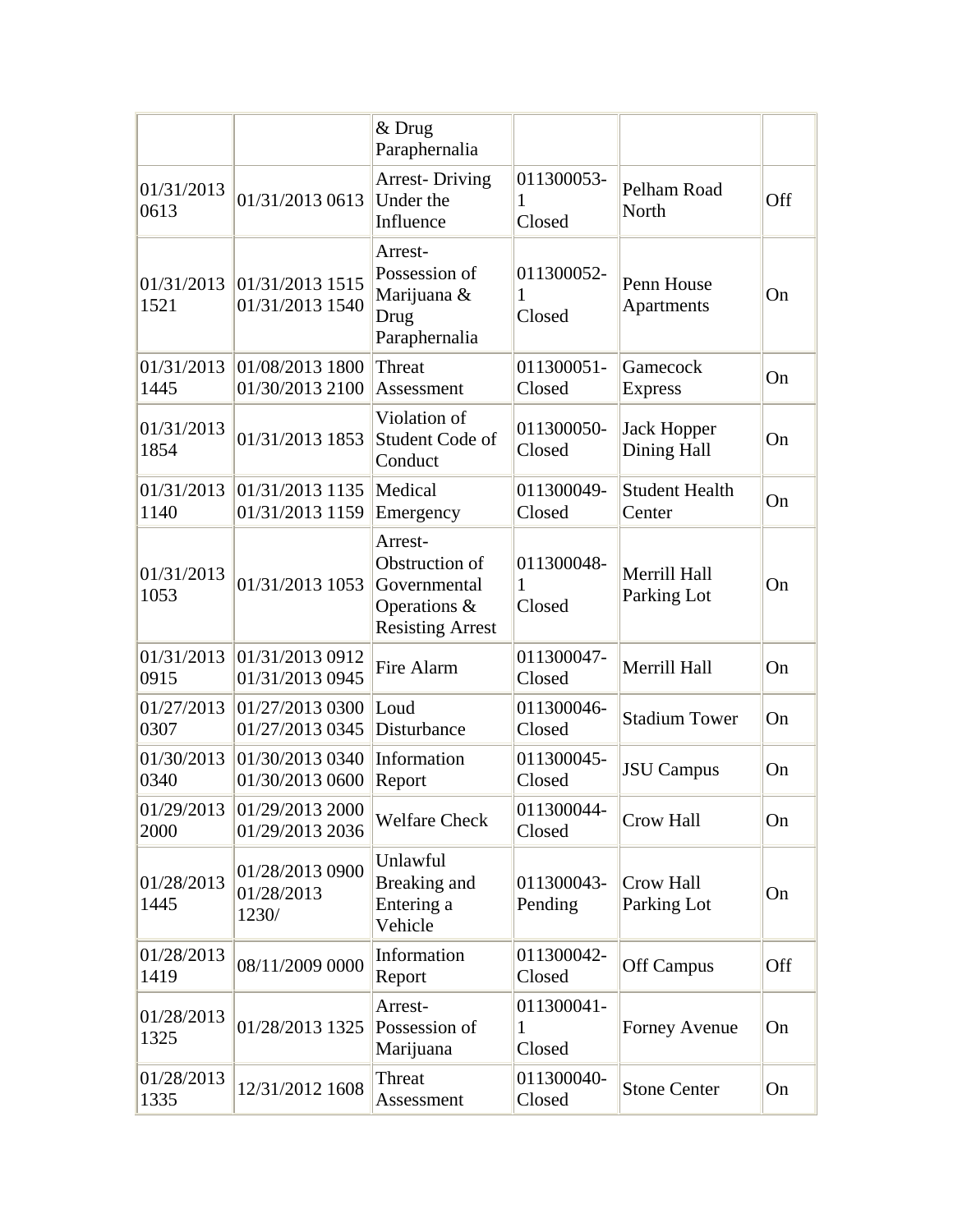| | | & Drug Paraphernalia | | | |
|---|---|---|---|---|---|
| 01/31/2013 0613 | 01/31/2013 0613 | Arrest- Driving Under the Influence | 011300053-1 Closed | Pelham Road North | Off |
| 01/31/2013 1521 | 01/31/2013 1515 01/31/2013 1540 | Arrest- Possession of Marijuana & Drug Paraphernalia | 011300052-1 Closed | Penn House Apartments | On |
| 01/31/2013 1445 | 01/08/2013 1800 01/30/2013 2100 | Threat Assessment | 011300051- Closed | Gamecock Express | On |
| 01/31/2013 1854 | 01/31/2013 1853 | Violation of Student Code of Conduct | 011300050- Closed | Jack Hopper Dining Hall | On |
| 01/31/2013 1140 | 01/31/2013 1135 01/31/2013 1159 | Medical Emergency | 011300049- Closed | Student Health Center | On |
| 01/31/2013 1053 | 01/31/2013 1053 | Arrest- Obstruction of Governmental Operations & Resisting Arrest | 011300048-1 Closed | Merrill Hall Parking Lot | On |
| 01/31/2013 0915 | 01/31/2013 0912 01/31/2013 0945 | Fire Alarm | 011300047- Closed | Merrill Hall | On |
| 01/27/2013 0307 | 01/27/2013 0300 01/27/2013 0345 | Loud Disturbance | 011300046- Closed | Stadium Tower | On |
| 01/30/2013 0340 | 01/30/2013 0340 01/30/2013 0600 | Information Report | 011300045- Closed | JSU Campus | On |
| 01/29/2013 2000 | 01/29/2013 2000 01/29/2013 2036 | Welfare Check | 011300044- Closed | Crow Hall | On |
| 01/28/2013 1445 | 01/28/2013 0900 01/28/2013 1230/ | Unlawful Breaking and Entering a Vehicle | 011300043- Pending | Crow Hall Parking Lot | On |
| 01/28/2013 1419 | 08/11/2009 0000 | Information Report | 011300042- Closed | Off Campus | Off |
| 01/28/2013 1325 | 01/28/2013 1325 | Arrest- Possession of Marijuana | 011300041-1 Closed | Forney Avenue | On |
| 01/28/2013 1335 | 12/31/2012 1608 | Threat Assessment | 011300040- Closed | Stone Center | On |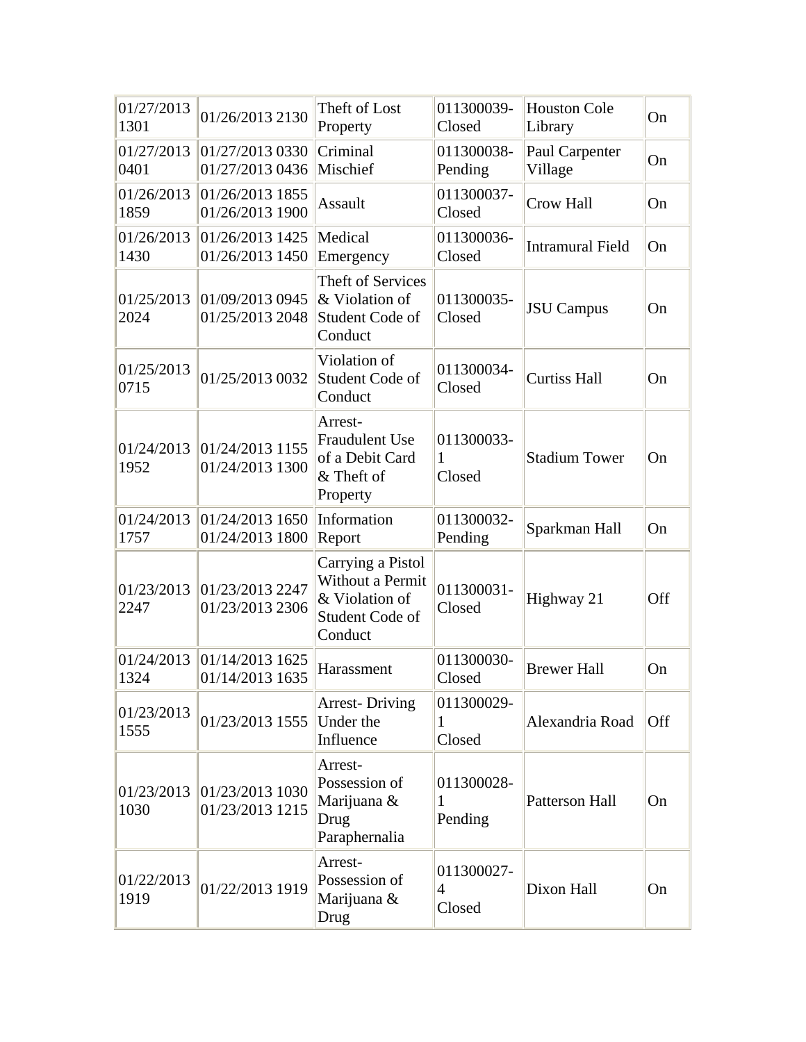| | | | | | |
|---|---|---|---|---|---|
| 01/27/2013 1301 | 01/26/2013 2130 | Theft of Lost Property | 011300039-Closed | Houston Cole Library | On |
| 01/27/2013 0401 | 01/27/2013 0330 01/27/2013 0436 | Criminal Mischief | 011300038-Pending | Paul Carpenter Village | On |
| 01/26/2013 1859 | 01/26/2013 1855 01/26/2013 1900 | Assault | 011300037-Closed | Crow Hall | On |
| 01/26/2013 1430 | 01/26/2013 1425 01/26/2013 1450 | Medical Emergency | 011300036-Closed | Intramural Field | On |
| 01/25/2013 2024 | 01/09/2013 0945 01/25/2013 2048 | Theft of Services & Violation of Student Code of Conduct | 011300035-Closed | JSU Campus | On |
| 01/25/2013 0715 | 01/25/2013 0032 | Violation of Student Code of Conduct | 011300034-Closed | Curtiss Hall | On |
| 01/24/2013 1952 | 01/24/2013 1155 01/24/2013 1300 | Arrest-Fraudulent Use of a Debit Card & Theft of Property | 011300033-1 Closed | Stadium Tower | On |
| 01/24/2013 1757 | 01/24/2013 1650 01/24/2013 1800 | Information Report | 011300032-Pending | Sparkman Hall | On |
| 01/23/2013 2247 | 01/23/2013 2247 01/23/2013 2306 | Carrying a Pistol Without a Permit & Violation of Student Code of Conduct | 011300031-Closed | Highway 21 | Off |
| 01/24/2013 1324 | 01/14/2013 1625 01/14/2013 1635 | Harassment | 011300030-Closed | Brewer Hall | On |
| 01/23/2013 1555 | 01/23/2013 1555 | Arrest- Driving Under the Influence | 011300029-1 Closed | Alexandria Road | Off |
| 01/23/2013 1030 | 01/23/2013 1030 01/23/2013 1215 | Arrest-Possession of Marijuana & Drug Paraphernalia | 011300028-1 Pending | Patterson Hall | On |
| 01/22/2013 1919 | 01/22/2013 1919 | Arrest-Possession of Marijuana & Drug | 011300027-4 Closed | Dixon Hall | On |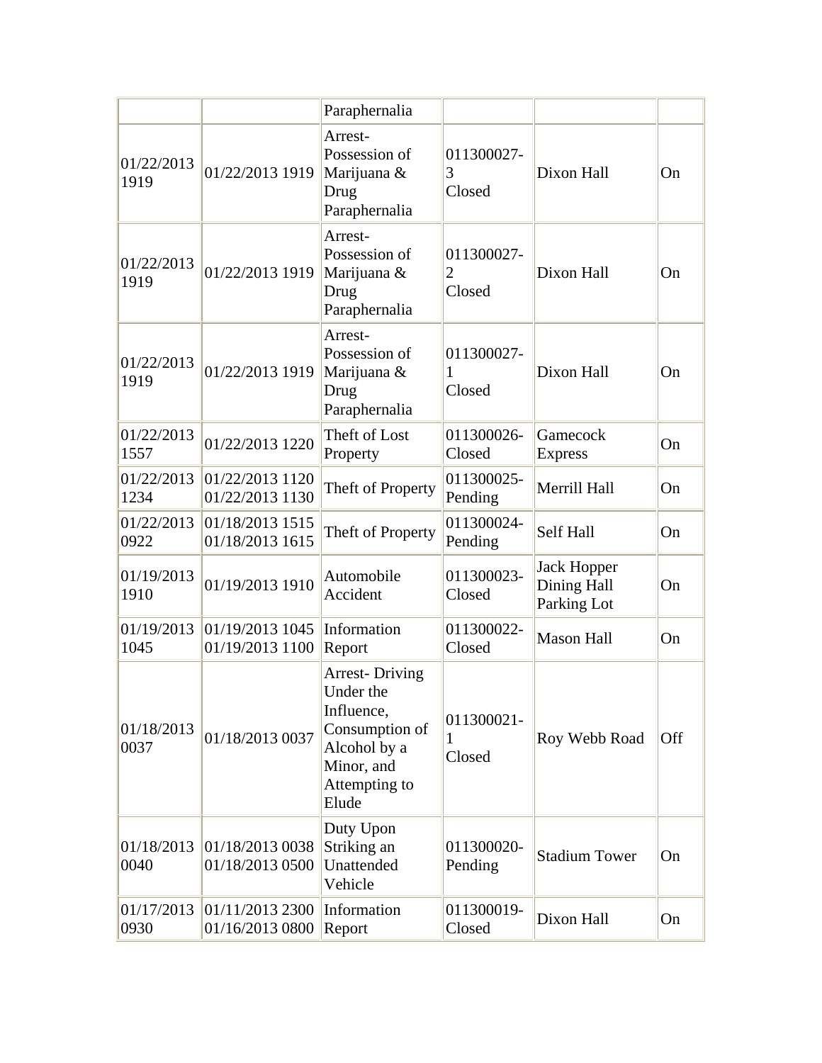| | | | | | |
|---|---|---|---|---|---|
| | | Paraphernalia | | | |
| 01/22/2013 1919 | 01/22/2013 1919 | Arrest- Possession of Marijuana & Drug Paraphernalia | 011300027-3 Closed | Dixon Hall | On |
| 01/22/2013 1919 | 01/22/2013 1919 | Arrest- Possession of Marijuana & Drug Paraphernalia | 011300027-2 Closed | Dixon Hall | On |
| 01/22/2013 1919 | 01/22/2013 1919 | Arrest- Possession of Marijuana & Drug Paraphernalia | 011300027-1 Closed | Dixon Hall | On |
| 01/22/2013 1557 | 01/22/2013 1220 | Theft of Lost Property | 011300026-Closed | Gamecock Express | On |
| 01/22/2013 1234 | 01/22/2013 1120 01/22/2013 1130 | Theft of Property | 011300025-Pending | Merrill Hall | On |
| 01/22/2013 0922 | 01/18/2013 1515 01/18/2013 1615 | Theft of Property | 011300024-Pending | Self Hall | On |
| 01/19/2013 1910 | 01/19/2013 1910 | Automobile Accident | 011300023-Closed | Jack Hopper Dining Hall Parking Lot | On |
| 01/19/2013 1045 | 01/19/2013 1045 01/19/2013 1100 | Information Report | 011300022-Closed | Mason Hall | On |
| 01/18/2013 0037 | 01/18/2013 0037 | Arrest- Driving Under the Influence, Consumption of Alcohol by a Minor, and Attempting to Elude | 011300021-1 Closed | Roy Webb Road | Off |
| 01/18/2013 0040 | 01/18/2013 0038 01/18/2013 0500 | Duty Upon Striking an Unattended Vehicle | 011300020-Pending | Stadium Tower | On |
| 01/17/2013 0930 | 01/11/2013 2300 01/16/2013 0800 | Information Report | 011300019-Closed | Dixon Hall | On |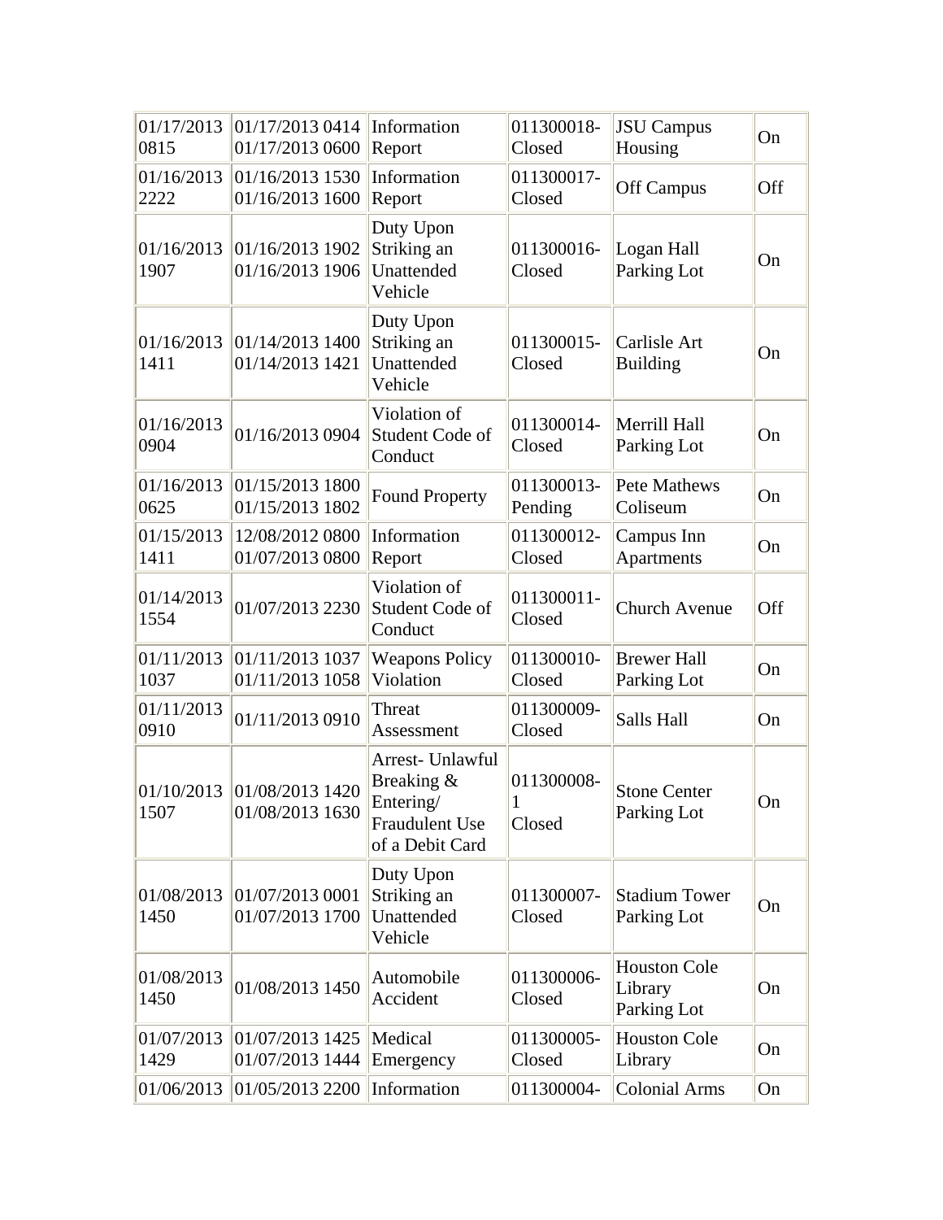| | | | | | |
|---|---|---|---|---|---|
| 01/17/2013 0815 | 01/17/2013 0414 01/17/2013 0600 | Information Report | 011300018-Closed | JSU Campus Housing | On |
| 01/16/2013 2222 | 01/16/2013 1530 01/16/2013 1600 | Information Report | 011300017-Closed | Off Campus | Off |
| 01/16/2013 1907 | 01/16/2013 1902 01/16/2013 1906 | Duty Upon Striking an Unattended Vehicle | 011300016-Closed | Logan Hall Parking Lot | On |
| 01/16/2013 1411 | 01/14/2013 1400 01/14/2013 1421 | Duty Upon Striking an Unattended Vehicle | 011300015-Closed | Carlisle Art Building | On |
| 01/16/2013 0904 | 01/16/2013 0904 | Violation of Student Code of Conduct | 011300014-Closed | Merrill Hall Parking Lot | On |
| 01/16/2013 0625 | 01/15/2013 1800 01/15/2013 1802 | Found Property | 011300013-Pending | Pete Mathews Coliseum | On |
| 01/15/2013 1411 | 12/08/2012 0800 01/07/2013 0800 | Information Report | 011300012-Closed | Campus Inn Apartments | On |
| 01/14/2013 1554 | 01/07/2013 2230 | Violation of Student Code of Conduct | 011300011-Closed | Church Avenue | Off |
| 01/11/2013 1037 | 01/11/2013 1037 01/11/2013 1058 | Weapons Policy Violation | 011300010-Closed | Brewer Hall Parking Lot | On |
| 01/11/2013 0910 | 01/11/2013 0910 | Threat Assessment | 011300009-Closed | Salls Hall | On |
| 01/10/2013 1507 | 01/08/2013 1420 01/08/2013 1630 | Arrest- Unlawful Breaking & Entering/ Fraudulent Use of a Debit Card | 011300008-1 Closed | Stone Center Parking Lot | On |
| 01/08/2013 1450 | 01/07/2013 0001 01/07/2013 1700 | Duty Upon Striking an Unattended Vehicle | 011300007-Closed | Stadium Tower Parking Lot | On |
| 01/08/2013 1450 | 01/08/2013 1450 | Automobile Accident | 011300006-Closed | Houston Cole Library Parking Lot | On |
| 01/07/2013 1429 | 01/07/2013 1425 01/07/2013 1444 | Medical Emergency | 011300005-Closed | Houston Cole Library | On |
| 01/06/2013 | 01/05/2013 2200 | Information | 011300004- | Colonial Arms | On |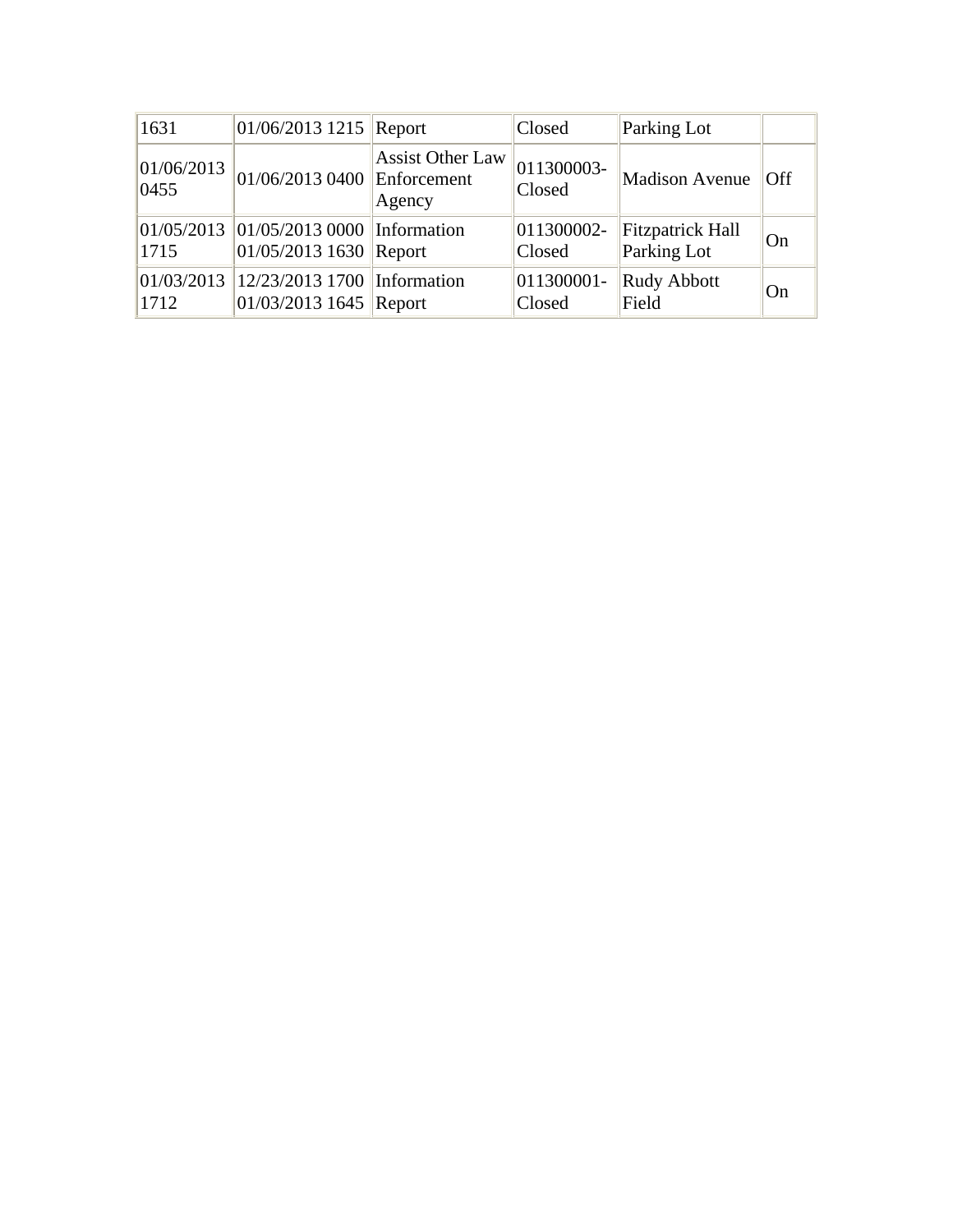| | | | | | |
|---|---|---|---|---|---|
| 1631 | 01/06/2013 1215 | Report | Closed | Parking Lot | |
| 01/06/2013 0455 | 01/06/2013 0400 | Assist Other Law Enforcement Agency | 011300003-Closed | Madison Avenue | Off |
| 01/05/2013 1715 | 01/05/2013 0000 01/05/2013 1630 | Information Report | 011300002-Closed | Fitzpatrick Hall Parking Lot | On |
| 01/03/2013 1712 | 12/23/2013 1700 01/03/2013 1645 | Information Report | 011300001-Closed | Rudy Abbott Field | On |